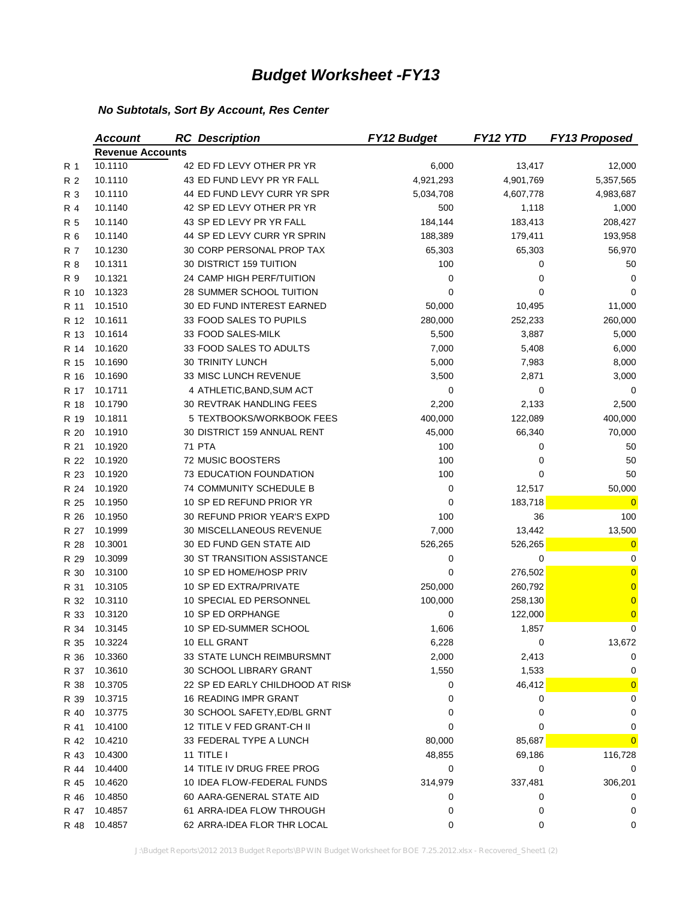# *Budget Worksheet -FY13*

***No Subtotals, Sort By Account, Res Center***

| | Account | RC | Description | FY12 Budget | FY12 YTD | FY13 Proposed |
|---|---|---|---|---|---|---|
| | **Revenue Accounts** | | | | | |
| R 1 | 10.1110 | 42 | ED FD LEVY OTHER PR YR | 6,000 | 13,417 | 12,000 |
| R 2 | 10.1110 | 43 | ED FUND LEVY PR YR FALL | 4,921,293 | 4,901,769 | 5,357,565 |
| R 3 | 10.1110 | 44 | ED FUND LEVY CURR YR SPR | 5,034,708 | 4,607,778 | 4,983,687 |
| R 4 | 10.1140 | 42 | SP ED LEVY OTHER PR YR | 500 | 1,118 | 1,000 |
| R 5 | 10.1140 | 43 | SP ED LEVY PR YR FALL | 184,144 | 183,413 | 208,427 |
| R 6 | 10.1140 | 44 | SP ED LEVY CURR YR SPRIN | 188,389 | 179,411 | 193,958 |
| R 7 | 10.1230 | 30 | CORP PERSONAL PROP TAX | 65,303 | 65,303 | 56,970 |
| R 8 | 10.1311 | 30 | DISTRICT 159 TUITION | 100 | 0 | 50 |
| R 9 | 10.1321 | 24 | CAMP HIGH PERF/TUITION | 0 | 0 | 0 |
| R 10 | 10.1323 | 28 | SUMMER SCHOOL TUITION | 0 | 0 | 0 |
| R 11 | 10.1510 | 30 | ED FUND INTEREST EARNED | 50,000 | 10,495 | 11,000 |
| R 12 | 10.1611 | 33 | FOOD SALES TO PUPILS | 280,000 | 252,233 | 260,000 |
| R 13 | 10.1614 | 33 | FOOD SALES-MILK | 5,500 | 3,887 | 5,000 |
| R 14 | 10.1620 | 33 | FOOD SALES TO ADULTS | 7,000 | 5,408 | 6,000 |
| R 15 | 10.1690 | 30 | TRINITY LUNCH | 5,000 | 7,983 | 8,000 |
| R 16 | 10.1690 | 33 | MISC LUNCH REVENUE | 3,500 | 2,871 | 3,000 |
| R 17 | 10.1711 | 4 | ATHLETIC,BAND,SUM ACT | 0 | 0 | 0 |
| R 18 | 10.1790 | 30 | REVTRAK HANDLING FEES | 2,200 | 2,133 | 2,500 |
| R 19 | 10.1811 | 5 | TEXTBOOKS/WORKBOOK FEES | 400,000 | 122,089 | 400,000 |
| R 20 | 10.1910 | 30 | DISTRICT 159 ANNUAL RENT | 45,000 | 66,340 | 70,000 |
| R 21 | 10.1920 | 71 | PTA | 100 | 0 | 50 |
| R 22 | 10.1920 | 72 | MUSIC BOOSTERS | 100 | 0 | 50 |
| R 23 | 10.1920 | 73 | EDUCATION FOUNDATION | 100 | 0 | 50 |
| R 24 | 10.1920 | 74 | COMMUNITY SCHEDULE B | 0 | 12,517 | 50,000 |
| R 25 | 10.1950 | 10 | SP ED REFUND PRIOR YR | 0 | 183,718 | 0 |
| R 26 | 10.1950 | 30 | REFUND PRIOR YEAR'S EXPD | 100 | 36 | 100 |
| R 27 | 10.1999 | 30 | MISCELLANEOUS REVENUE | 7,000 | 13,442 | 13,500 |
| R 28 | 10.3001 | 30 | ED FUND GEN STATE AID | 526,265 | 526,265 | 0 |
| R 29 | 10.3099 | 30 | ST TRANSITION ASSISTANCE | 0 | 0 | 0 |
| R 30 | 10.3100 | 10 | SP ED HOME/HOSP PRIV | 0 | 276,502 | 0 |
| R 31 | 10.3105 | 10 | SP ED EXTRA/PRIVATE | 250,000 | 260,792 | 0 |
| R 32 | 10.3110 | 10 | SPECIAL ED PERSONNEL | 100,000 | 258,130 | 0 |
| R 33 | 10.3120 | 10 | SP ED ORPHANGE | 0 | 122,000 | 0 |
| R 34 | 10.3145 | 10 | SP ED-SUMMER SCHOOL | 1,606 | 1,857 | 0 |
| R 35 | 10.3224 | 10 | ELL GRANT | 6,228 | 0 | 13,672 |
| R 36 | 10.3360 | 33 | STATE LUNCH REIMBURSMNT | 2,000 | 2,413 | 0 |
| R 37 | 10.3610 | 30 | SCHOOL LIBRARY GRANT | 1,550 | 1,533 | 0 |
| R 38 | 10.3705 | 22 | SP ED EARLY CHILDHOOD AT RISK | 0 | 46,412 | 0 |
| R 39 | 10.3715 | 16 | READING IMPR GRANT | 0 | 0 | 0 |
| R 40 | 10.3775 | 30 | SCHOOL SAFETY,ED/BL GRNT | 0 | 0 | 0 |
| R 41 | 10.4100 | 12 | TITLE V FED GRANT-CH II | 0 | 0 | 0 |
| R 42 | 10.4210 | 33 | FEDERAL TYPE A LUNCH | 80,000 | 85,687 | 0 |
| R 43 | 10.4300 | 11 | TITLE I | 48,855 | 69,186 | 116,728 |
| R 44 | 10.4400 | 14 | TITLE IV DRUG FREE PROG | 0 | 0 | 0 |
| R 45 | 10.4620 | 10 | IDEA FLOW-FEDERAL FUNDS | 314,979 | 337,481 | 306,201 |
| R 46 | 10.4850 | 60 | AARA-GENERAL STATE AID | 0 | 0 | 0 |
| R 47 | 10.4857 | 61 | ARRA-IDEA FLOW THROUGH | 0 | 0 | 0 |
| R 48 | 10.4857 | 62 | ARRA-IDEA FLOR THR LOCAL | 0 | 0 | 0 |

J:\Budget Reports\2012 2013 Budget Reports\BPWIN Budget Worksheet for BOE 7.25.2012.xlsx - Recovered_Sheet1 (2)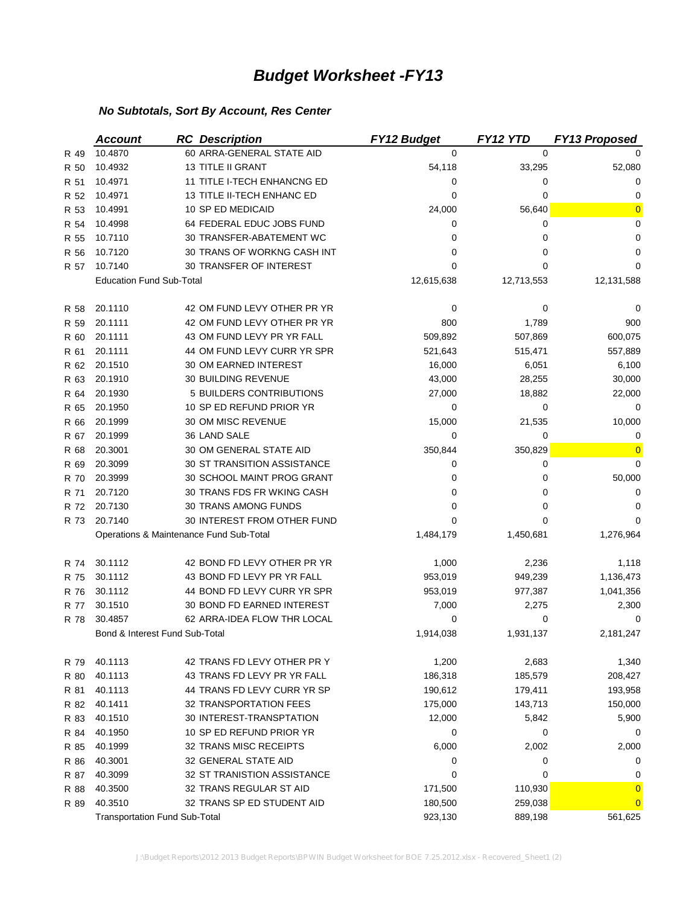# Budget Worksheet -FY13

### No Subtotals, Sort By Account, Res Center

| | Account | RC | Description | FY12 Budget | FY12 YTD | FY13 Proposed |
|---|---|---|---|---|---|---|
| R 49 | 10.4870 | 60 | ARRA-GENERAL STATE AID | 0 | 0 | 0 |
| R 50 | 10.4932 | 13 | TITLE II GRANT | 54,118 | 33,295 | 52,080 |
| R 51 | 10.4971 | 11 | TITLE I-TECH ENHANCNG ED | 0 | 0 | 0 |
| R 52 | 10.4971 | 13 | TITLE II-TECH ENHANC ED | 0 | 0 | 0 |
| R 53 | 10.4991 | 10 | SP ED MEDICAID | 24,000 | 56,640 | 0 |
| R 54 | 10.4998 | 64 | FEDERAL EDUC JOBS FUND | 0 | 0 | 0 |
| R 55 | 10.7110 | 30 | TRANSFER-ABATEMENT WC | 0 | 0 | 0 |
| R 56 | 10.7120 | 30 | TRANS OF WORKNG CASH INT | 0 | 0 | 0 |
| R 57 | 10.7140 | 30 | TRANSFER OF INTEREST | 0 | 0 | 0 |
| | Education Fund Sub-Total | | | 12,615,638 | 12,713,553 | 12,131,588 |
| R 58 | 20.1110 | 42 | OM FUND LEVY OTHER PR YR | 0 | 0 | 0 |
| R 59 | 20.1111 | 42 | OM FUND LEVY OTHER PR YR | 800 | 1,789 | 900 |
| R 60 | 20.1111 | 43 | OM FUND LEVY PR YR FALL | 509,892 | 507,869 | 600,075 |
| R 61 | 20.1111 | 44 | OM FUND LEVY CURR YR SPR | 521,643 | 515,471 | 557,889 |
| R 62 | 20.1510 | 30 | OM EARNED INTEREST | 16,000 | 6,051 | 6,100 |
| R 63 | 20.1910 | 30 | BUILDING REVENUE | 43,000 | 28,255 | 30,000 |
| R 64 | 20.1930 | 5 | BUILDERS CONTRIBUTIONS | 27,000 | 18,882 | 22,000 |
| R 65 | 20.1950 | 10 | SP ED REFUND PRIOR YR | 0 | 0 | 0 |
| R 66 | 20.1999 | 30 | OM MISC REVENUE | 15,000 | 21,535 | 10,000 |
| R 67 | 20.1999 | 36 | LAND SALE | 0 | 0 | 0 |
| R 68 | 20.3001 | 30 | OM GENERAL STATE AID | 350,844 | 350,829 | 0 |
| R 69 | 20.3099 | 30 | ST TRANSITION ASSISTANCE | 0 | 0 | 0 |
| R 70 | 20.3999 | 30 | SCHOOL MAINT PROG GRANT | 0 | 0 | 50,000 |
| R 71 | 20.7120 | 30 | TRANS FDS FR WKING CASH | 0 | 0 | 0 |
| R 72 | 20.7130 | 30 | TRANS AMONG FUNDS | 0 | 0 | 0 |
| R 73 | 20.7140 | 30 | INTEREST FROM OTHER FUND | 0 | 0 | 0 |
| | Operations & Maintenance Fund Sub-Total | | | 1,484,179 | 1,450,681 | 1,276,964 |
| R 74 | 30.1112 | 42 | BOND FD LEVY OTHER PR YR | 1,000 | 2,236 | 1,118 |
| R 75 | 30.1112 | 43 | BOND FD LEVY PR YR FALL | 953,019 | 949,239 | 1,136,473 |
| R 76 | 30.1112 | 44 | BOND FD LEVY CURR YR SPR | 953,019 | 977,387 | 1,041,356 |
| R 77 | 30.1510 | 30 | BOND FD EARNED INTEREST | 7,000 | 2,275 | 2,300 |
| R 78 | 30.4857 | 62 | ARRA-IDEA FLOW THR LOCAL | 0 | 0 | 0 |
| | Bond & Interest Fund Sub-Total | | | 1,914,038 | 1,931,137 | 2,181,247 |
| R 79 | 40.1113 | 42 | TRANS FD LEVY OTHER PR Y | 1,200 | 2,683 | 1,340 |
| R 80 | 40.1113 | 43 | TRANS FD LEVY PR YR FALL | 186,318 | 185,579 | 208,427 |
| R 81 | 40.1113 | 44 | TRANS FD LEVY CURR YR SP | 190,612 | 179,411 | 193,958 |
| R 82 | 40.1411 | 32 | TRANSPORTATION FEES | 175,000 | 143,713 | 150,000 |
| R 83 | 40.1510 | 30 | INTEREST-TRANSPTATION | 12,000 | 5,842 | 5,900 |
| R 84 | 40.1950 | 10 | SP ED REFUND PRIOR YR | 0 | 0 | 0 |
| R 85 | 40.1999 | 32 | TRANS MISC RECEIPTS | 6,000 | 2,002 | 2,000 |
| R 86 | 40.3001 | 32 | GENERAL STATE AID | 0 | 0 | 0 |
| R 87 | 40.3099 | 32 | ST TRANISTION ASSISTANCE | 0 | 0 | 0 |
| R 88 | 40.3500 | 32 | TRANS REGULAR ST AID | 171,500 | 110,930 | 0 |
| R 89 | 40.3510 | 32 | TRANS SP ED STUDENT AID | 180,500 | 259,038 | 0 |
| | Transportation Fund Sub-Total | | | 923,130 | 889,198 | 561,625 |

J:\Budget Reports\2012 2013 Budget Reports\BPWIN Budget Worksheet for BOE 7.25.2012.xlsx - Recovered_Sheet1 (2)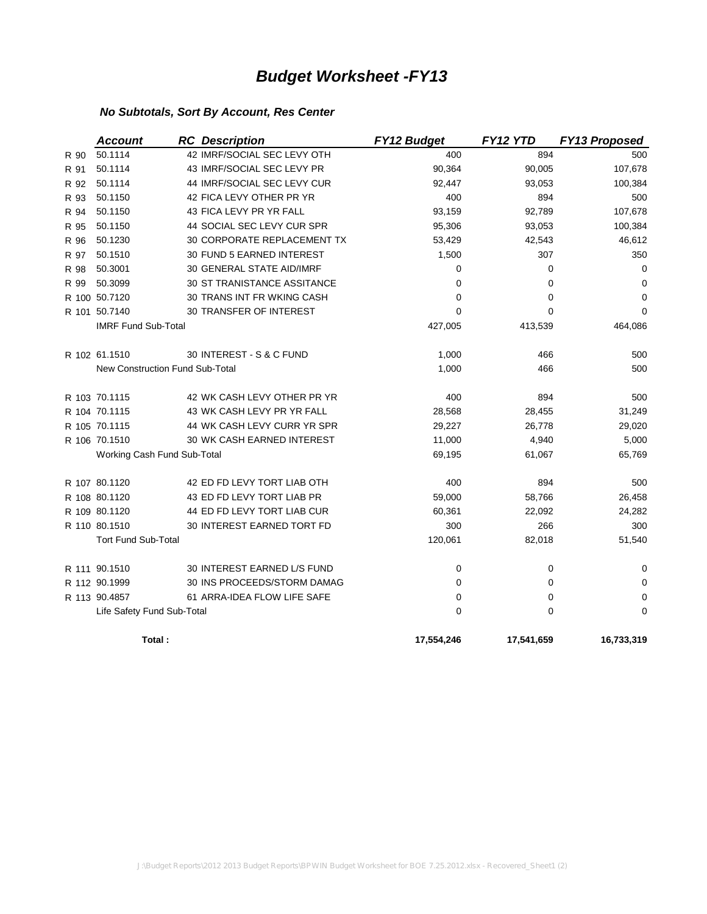# Budget Worksheet -FY13

## No Subtotals, Sort By Account, Res Center

| | Account | RC | Description | FY12 Budget | FY12 YTD | FY13 Proposed |
|---|---|---|---|---|---|---|
| R 90 | 50.1114 | 42 | IMRF/SOCIAL SEC LEVY OTH | 400 | 894 | 500 |
| R 91 | 50.1114 | 43 | IMRF/SOCIAL SEC LEVY PR | 90,364 | 90,005 | 107,678 |
| R 92 | 50.1114 | 44 | IMRF/SOCIAL SEC LEVY CUR | 92,447 | 93,053 | 100,384 |
| R 93 | 50.1150 | 42 | FICA LEVY OTHER PR YR | 400 | 894 | 500 |
| R 94 | 50.1150 | 43 | FICA LEVY PR YR FALL | 93,159 | 92,789 | 107,678 |
| R 95 | 50.1150 | 44 | SOCIAL SEC LEVY CUR SPR | 95,306 | 93,053 | 100,384 |
| R 96 | 50.1230 | 30 | CORPORATE REPLACEMENT TX | 53,429 | 42,543 | 46,612 |
| R 97 | 50.1510 | 30 | FUND 5 EARNED INTEREST | 1,500 | 307 | 350 |
| R 98 | 50.3001 | 30 | GENERAL STATE AID/IMRF | 0 | 0 | 0 |
| R 99 | 50.3099 | 30 | ST TRANISTANCE ASSITANCE | 0 | 0 | 0 |
| R 100 | 50.7120 | 30 | TRANS INT FR WKING CASH | 0 | 0 | 0 |
| R 101 | 50.7140 | 30 | TRANSFER OF INTEREST | 0 | 0 | 0 |
| | IMRF Fund Sub-Total | | | 427,005 | 413,539 | 464,086 |
| R 102 | 61.1510 | 30 | INTEREST - S & C FUND | 1,000 | 466 | 500 |
| | New Construction Fund Sub-Total | | | 1,000 | 466 | 500 |
| R 103 | 70.1115 | 42 | WK CASH LEVY OTHER PR YR | 400 | 894 | 500 |
| R 104 | 70.1115 | 43 | WK CASH LEVY PR YR FALL | 28,568 | 28,455 | 31,249 |
| R 105 | 70.1115 | 44 | WK CASH LEVY CURR YR SPR | 29,227 | 26,778 | 29,020 |
| R 106 | 70.1510 | 30 | WK CASH EARNED INTEREST | 11,000 | 4,940 | 5,000 |
| | Working Cash Fund Sub-Total | | | 69,195 | 61,067 | 65,769 |
| R 107 | 80.1120 | 42 | ED FD LEVY TORT LIAB OTH | 400 | 894 | 500 |
| R 108 | 80.1120 | 43 | ED FD LEVY TORT LIAB PR | 59,000 | 58,766 | 26,458 |
| R 109 | 80.1120 | 44 | ED FD LEVY TORT LIAB CUR | 60,361 | 22,092 | 24,282 |
| R 110 | 80.1510 | 30 | INTEREST EARNED TORT FD | 300 | 266 | 300 |
| | Tort Fund Sub-Total | | | 120,061 | 82,018 | 51,540 |
| R 111 | 90.1510 | 30 | INTEREST EARNED L/S FUND | 0 | 0 | 0 |
| R 112 | 90.1999 | 30 | INS PROCEEDS/STORM DAMAG | 0 | 0 | 0 |
| R 113 | 90.4857 | 61 | ARRA-IDEA FLOW LIFE SAFE | 0 | 0 | 0 |
| | Life Safety Fund Sub-Total | | | 0 | 0 | 0 |
| | **Total :** | | | **17,554,246** | **17,541,659** | **16,733,319** |

J:\Budget Reports\2012 2013 Budget Reports\BPWIN Budget Worksheet for BOE 7.25.2012.xlsx - Recovered_Sheet1 (2)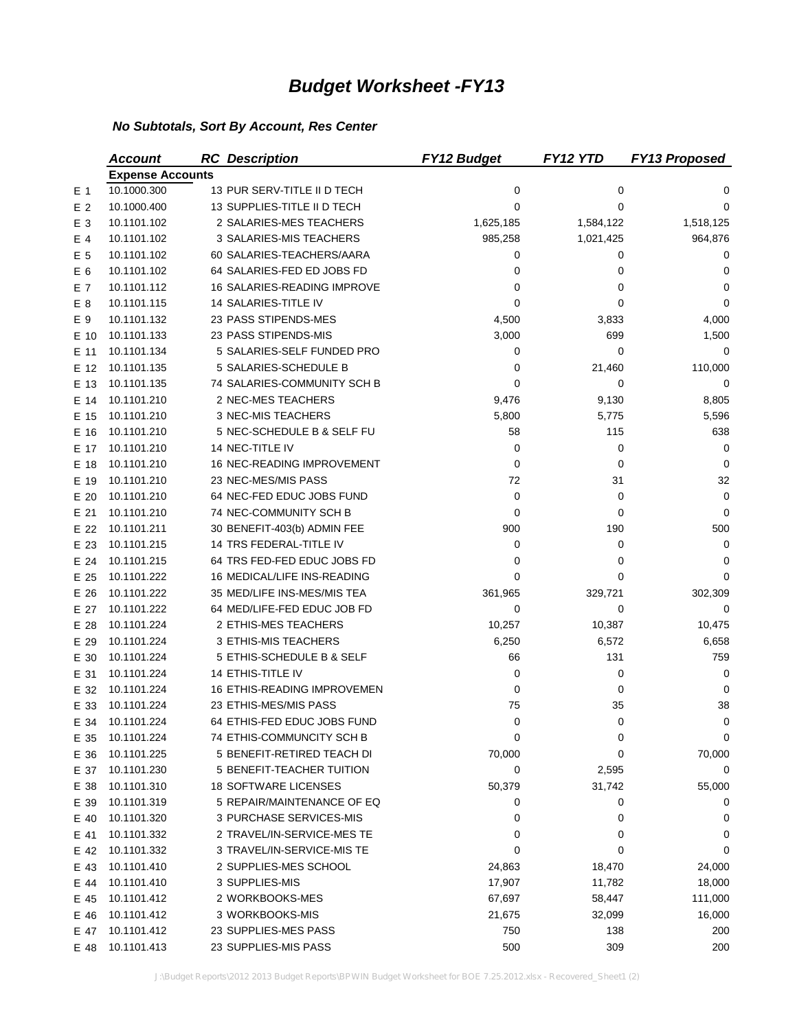# *Budget Worksheet -FY13*

### *No Subtotals, Sort By Account, Res Center*

| | Account | RC Description | FY12 Budget | FY12 YTD | FY13 Proposed |
|---|---|---|---|---|---|
| | **Expense Accounts** | | | | |
| E 1 | 10.1000.300 | 13 PUR SERV-TITLE II D TECH | 0 | 0 | 0 |
| E 2 | 10.1000.400 | 13 SUPPLIES-TITLE II D TECH | 0 | 0 | 0 |
| E 3 | 10.1101.102 | 2 SALARIES-MES TEACHERS | 1,625,185 | 1,584,122 | 1,518,125 |
| E 4 | 10.1101.102 | 3 SALARIES-MIS TEACHERS | 985,258 | 1,021,425 | 964,876 |
| E 5 | 10.1101.102 | 60 SALARIES-TEACHERS/AARA | 0 | 0 | 0 |
| E 6 | 10.1101.102 | 64 SALARIES-FED ED JOBS FD | 0 | 0 | 0 |
| E 7 | 10.1101.112 | 16 SALARIES-READING IMPROVE | 0 | 0 | 0 |
| E 8 | 10.1101.115 | 14 SALARIES-TITLE IV | 0 | 0 | 0 |
| E 9 | 10.1101.132 | 23 PASS STIPENDS-MES | 4,500 | 3,833 | 4,000 |
| E 10 | 10.1101.133 | 23 PASS STIPENDS-MIS | 3,000 | 699 | 1,500 |
| E 11 | 10.1101.134 | 5 SALARIES-SELF FUNDED PRO | 0 | 0 | 0 |
| E 12 | 10.1101.135 | 5 SALARIES-SCHEDULE B | 0 | 21,460 | 110,000 |
| E 13 | 10.1101.135 | 74 SALARIES-COMMUNITY SCH B | 0 | 0 | 0 |
| E 14 | 10.1101.210 | 2 NEC-MES TEACHERS | 9,476 | 9,130 | 8,805 |
| E 15 | 10.1101.210 | 3 NEC-MIS TEACHERS | 5,800 | 5,775 | 5,596 |
| E 16 | 10.1101.210 | 5 NEC-SCHEDULE B & SELF FU | 58 | 115 | 638 |
| E 17 | 10.1101.210 | 14 NEC-TITLE IV | 0 | 0 | 0 |
| E 18 | 10.1101.210 | 16 NEC-READING IMPROVEMENT | 0 | 0 | 0 |
| E 19 | 10.1101.210 | 23 NEC-MES/MIS PASS | 72 | 31 | 32 |
| E 20 | 10.1101.210 | 64 NEC-FED EDUC JOBS FUND | 0 | 0 | 0 |
| E 21 | 10.1101.210 | 74 NEC-COMMUNITY SCH B | 0 | 0 | 0 |
| E 22 | 10.1101.211 | 30 BENEFIT-403(b) ADMIN FEE | 900 | 190 | 500 |
| E 23 | 10.1101.215 | 14 TRS FEDERAL-TITLE IV | 0 | 0 | 0 |
| E 24 | 10.1101.215 | 64 TRS FED-FED EDUC JOBS FD | 0 | 0 | 0 |
| E 25 | 10.1101.222 | 16 MEDICAL/LIFE INS-READING | 0 | 0 | 0 |
| E 26 | 10.1101.222 | 35 MED/LIFE INS-MES/MIS TEA | 361,965 | 329,721 | 302,309 |
| E 27 | 10.1101.222 | 64 MED/LIFE-FED EDUC JOB FD | 0 | 0 | 0 |
| E 28 | 10.1101.224 | 2 ETHIS-MES TEACHERS | 10,257 | 10,387 | 10,475 |
| E 29 | 10.1101.224 | 3 ETHIS-MIS TEACHERS | 6,250 | 6,572 | 6,658 |
| E 30 | 10.1101.224 | 5 ETHIS-SCHEDULE B & SELF | 66 | 131 | 759 |
| E 31 | 10.1101.224 | 14 ETHIS-TITLE IV | 0 | 0 | 0 |
| E 32 | 10.1101.224 | 16 ETHIS-READING IMPROVEMEN | 0 | 0 | 0 |
| E 33 | 10.1101.224 | 23 ETHIS-MES/MIS PASS | 75 | 35 | 38 |
| E 34 | 10.1101.224 | 64 ETHIS-FED EDUC JOBS FUND | 0 | 0 | 0 |
| E 35 | 10.1101.224 | 74 ETHIS-COMMUNCITY SCH B | 0 | 0 | 0 |
| E 36 | 10.1101.225 | 5 BENEFIT-RETIRED TEACH DI | 70,000 | 0 | 70,000 |
| E 37 | 10.1101.230 | 5 BENEFIT-TEACHER TUITION | 0 | 2,595 | 0 |
| E 38 | 10.1101.310 | 18 SOFTWARE LICENSES | 50,379 | 31,742 | 55,000 |
| E 39 | 10.1101.319 | 5 REPAIR/MAINTENANCE OF EQ | 0 | 0 | 0 |
| E 40 | 10.1101.320 | 3 PURCHASE SERVICES-MIS | 0 | 0 | 0 |
| E 41 | 10.1101.332 | 2 TRAVEL/IN-SERVICE-MES TE | 0 | 0 | 0 |
| E 42 | 10.1101.332 | 3 TRAVEL/IN-SERVICE-MIS TE | 0 | 0 | 0 |
| E 43 | 10.1101.410 | 2 SUPPLIES-MES SCHOOL | 24,863 | 18,470 | 24,000 |
| E 44 | 10.1101.410 | 3 SUPPLIES-MIS | 17,907 | 11,782 | 18,000 |
| E 45 | 10.1101.412 | 2 WORKBOOKS-MES | 67,697 | 58,447 | 111,000 |
| E 46 | 10.1101.412 | 3 WORKBOOKS-MIS | 21,675 | 32,099 | 16,000 |
| E 47 | 10.1101.412 | 23 SUPPLIES-MES PASS | 750 | 138 | 200 |
| E 48 | 10.1101.413 | 23 SUPPLIES-MIS PASS | 500 | 309 | 200 |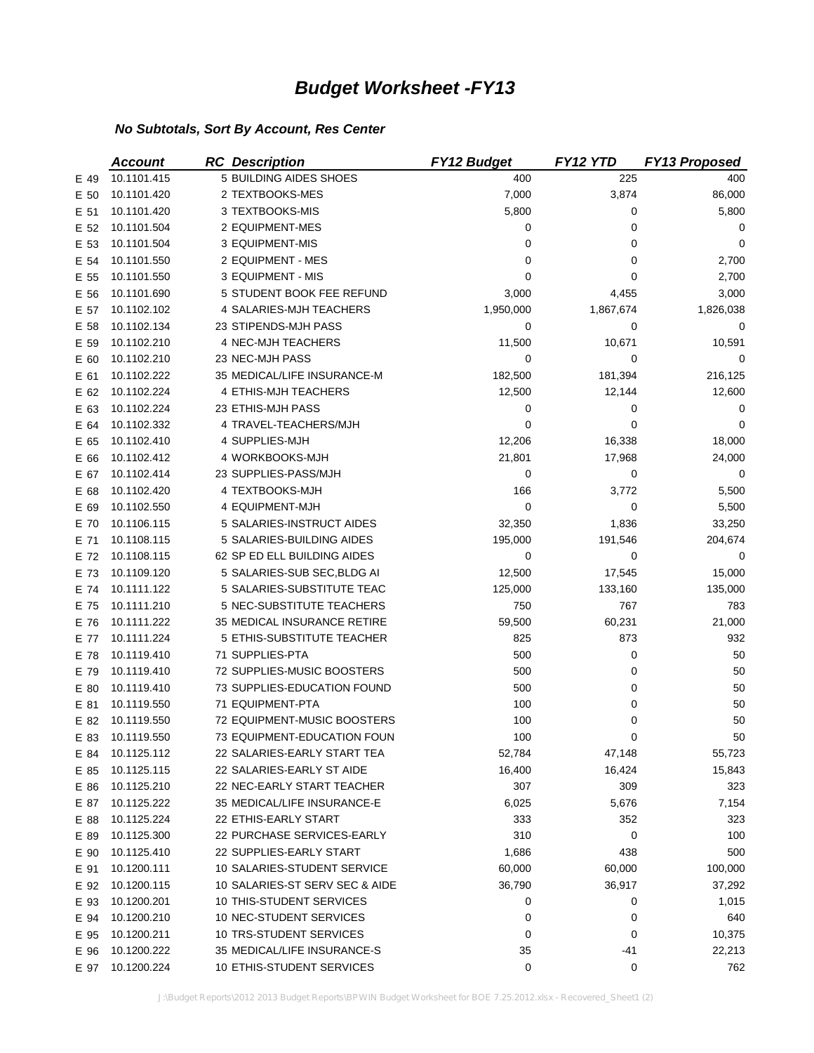# Budget Worksheet -FY13

## No Subtotals, Sort By Account, Res Center

| | Account | RC | Description | FY12 Budget | FY12 YTD | FY13 Proposed |
|---|---|---|---|---|---|---|
| E 49 | 10.1101.415 | 5 | BUILDING AIDES SHOES | 400 | 225 | 400 |
| E 50 | 10.1101.420 | 2 | TEXTBOOKS-MES | 7,000 | 3,874 | 86,000 |
| E 51 | 10.1101.420 | 3 | TEXTBOOKS-MIS | 5,800 | 0 | 5,800 |
| E 52 | 10.1101.504 | 2 | EQUIPMENT-MES | 0 | 0 | 0 |
| E 53 | 10.1101.504 | 3 | EQUIPMENT-MIS | 0 | 0 | 0 |
| E 54 | 10.1101.550 | 2 | EQUIPMENT - MES | 0 | 0 | 2,700 |
| E 55 | 10.1101.550 | 3 | EQUIPMENT - MIS | 0 | 0 | 2,700 |
| E 56 | 10.1101.690 | 5 | STUDENT BOOK FEE REFUND | 3,000 | 4,455 | 3,000 |
| E 57 | 10.1102.102 | 4 | SALARIES-MJH TEACHERS | 1,950,000 | 1,867,674 | 1,826,038 |
| E 58 | 10.1102.134 | 23 | STIPENDS-MJH PASS | 0 | 0 | 0 |
| E 59 | 10.1102.210 | 4 | NEC-MJH TEACHERS | 11,500 | 10,671 | 10,591 |
| E 60 | 10.1102.210 | 23 | NEC-MJH PASS | 0 | 0 | 0 |
| E 61 | 10.1102.222 | 35 | MEDICAL/LIFE INSURANCE-M | 182,500 | 181,394 | 216,125 |
| E 62 | 10.1102.224 | 4 | ETHIS-MJH TEACHERS | 12,500 | 12,144 | 12,600 |
| E 63 | 10.1102.224 | 23 | ETHIS-MJH PASS | 0 | 0 | 0 |
| E 64 | 10.1102.332 | 4 | TRAVEL-TEACHERS/MJH | 0 | 0 | 0 |
| E 65 | 10.1102.410 | 4 | SUPPLIES-MJH | 12,206 | 16,338 | 18,000 |
| E 66 | 10.1102.412 | 4 | WORKBOOKS-MJH | 21,801 | 17,968 | 24,000 |
| E 67 | 10.1102.414 | 23 | SUPPLIES-PASS/MJH | 0 | 0 | 0 |
| E 68 | 10.1102.420 | 4 | TEXTBOOKS-MJH | 166 | 3,772 | 5,500 |
| E 69 | 10.1102.550 | 4 | EQUIPMENT-MJH | 0 | 0 | 5,500 |
| E 70 | 10.1106.115 | 5 | SALARIES-INSTRUCT AIDES | 32,350 | 1,836 | 33,250 |
| E 71 | 10.1108.115 | 5 | SALARIES-BUILDING AIDES | 195,000 | 191,546 | 204,674 |
| E 72 | 10.1108.115 | 62 | SP ED ELL BUILDING AIDES | 0 | 0 | 0 |
| E 73 | 10.1109.120 | 5 | SALARIES-SUB SEC,BLDG AI | 12,500 | 17,545 | 15,000 |
| E 74 | 10.1111.122 | 5 | SALARIES-SUBSTITUTE TEAC | 125,000 | 133,160 | 135,000 |
| E 75 | 10.1111.210 | 5 | NEC-SUBSTITUTE TEACHERS | 750 | 767 | 783 |
| E 76 | 10.1111.222 | 35 | MEDICAL INSURANCE RETIRE | 59,500 | 60,231 | 21,000 |
| E 77 | 10.1111.224 | 5 | ETHIS-SUBSTITUTE TEACHER | 825 | 873 | 932 |
| E 78 | 10.1119.410 | 71 | SUPPLIES-PTA | 500 | 0 | 50 |
| E 79 | 10.1119.410 | 72 | SUPPLIES-MUSIC BOOSTERS | 500 | 0 | 50 |
| E 80 | 10.1119.410 | 73 | SUPPLIES-EDUCATION FOUND | 500 | 0 | 50 |
| E 81 | 10.1119.550 | 71 | EQUIPMENT-PTA | 100 | 0 | 50 |
| E 82 | 10.1119.550 | 72 | EQUIPMENT-MUSIC BOOSTERS | 100 | 0 | 50 |
| E 83 | 10.1119.550 | 73 | EQUIPMENT-EDUCATION FOUN | 100 | 0 | 50 |
| E 84 | 10.1125.112 | 22 | SALARIES-EARLY START TEA | 52,784 | 47,148 | 55,723 |
| E 85 | 10.1125.115 | 22 | SALARIES-EARLY ST AIDE | 16,400 | 16,424 | 15,843 |
| E 86 | 10.1125.210 | 22 | NEC-EARLY START TEACHER | 307 | 309 | 323 |
| E 87 | 10.1125.222 | 35 | MEDICAL/LIFE INSURANCE-E | 6,025 | 5,676 | 7,154 |
| E 88 | 10.1125.224 | 22 | ETHIS-EARLY START | 333 | 352 | 323 |
| E 89 | 10.1125.300 | 22 | PURCHASE SERVICES-EARLY | 310 | 0 | 100 |
| E 90 | 10.1125.410 | 22 | SUPPLIES-EARLY START | 1,686 | 438 | 500 |
| E 91 | 10.1200.111 | 10 | SALARIES-STUDENT SERVICE | 60,000 | 60,000 | 100,000 |
| E 92 | 10.1200.115 | 10 | SALARIES-ST SERV SEC & AIDE | 36,790 | 36,917 | 37,292 |
| E 93 | 10.1200.201 | 10 | THIS-STUDENT SERVICES | 0 | 0 | 1,015 |
| E 94 | 10.1200.210 | 10 | NEC-STUDENT SERVICES | 0 | 0 | 640 |
| E 95 | 10.1200.211 | 10 | TRS-STUDENT SERVICES | 0 | 0 | 10,375 |
| E 96 | 10.1200.222 | 35 | MEDICAL/LIFE INSURANCE-S | 35 | -41 | 22,213 |
| E 97 | 10.1200.224 | 10 | ETHIS-STUDENT SERVICES | 0 | 0 | 762 |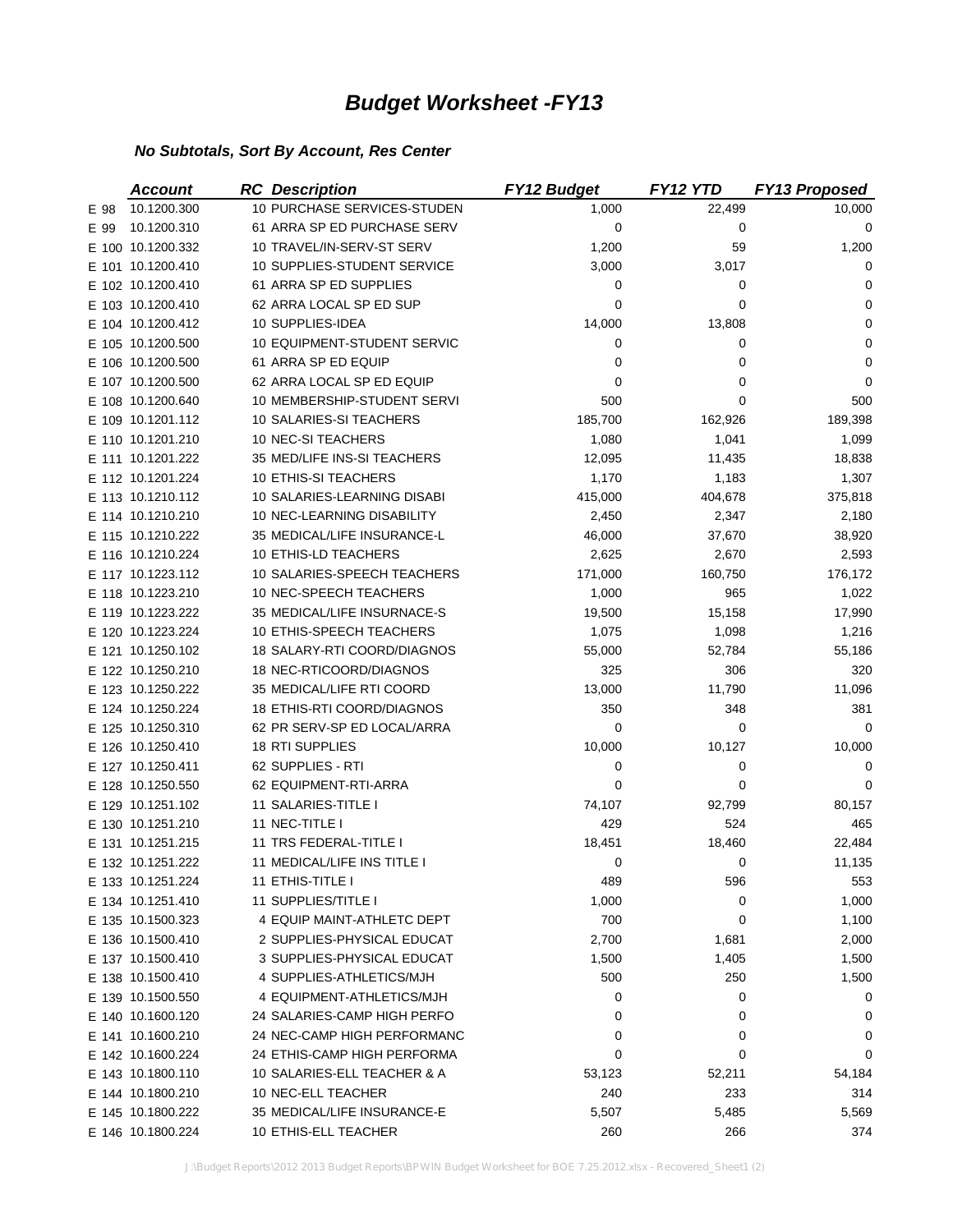# Budget Worksheet -FY13

### No Subtotals, Sort By Account, Res Center

| | Account | RC | Description | FY12 Budget | FY12 YTD | FY13 Proposed |
|---|---|---|---|---|---|---|
| E 98 | 10.1200.300 | 10 | PURCHASE SERVICES-STUDEN | 1,000 | 22,499 | 10,000 |
| E 99 | 10.1200.310 | 61 | ARRA SP ED PURCHASE SERV | 0 | 0 | 0 |
| E 100 | 10.1200.332 | 10 | TRAVEL/IN-SERV-ST SERV | 1,200 | 59 | 1,200 |
| E 101 | 10.1200.410 | 10 | SUPPLIES-STUDENT SERVICE | 3,000 | 3,017 | 0 |
| E 102 | 10.1200.410 | 61 | ARRA SP ED SUPPLIES | 0 | 0 | 0 |
| E 103 | 10.1200.410 | 62 | ARRA LOCAL SP ED SUP | 0 | 0 | 0 |
| E 104 | 10.1200.412 | 10 | SUPPLIES-IDEA | 14,000 | 13,808 | 0 |
| E 105 | 10.1200.500 | 10 | EQUIPMENT-STUDENT SERVIC | 0 | 0 | 0 |
| E 106 | 10.1200.500 | 61 | ARRA SP ED EQUIP | 0 | 0 | 0 |
| E 107 | 10.1200.500 | 62 | ARRA LOCAL SP ED EQUIP | 0 | 0 | 0 |
| E 108 | 10.1200.640 | 10 | MEMBERSHIP-STUDENT SERVI | 500 | 0 | 500 |
| E 109 | 10.1201.112 | 10 | SALARIES-SI TEACHERS | 185,700 | 162,926 | 189,398 |
| E 110 | 10.1201.210 | 10 | NEC-SI TEACHERS | 1,080 | 1,041 | 1,099 |
| E 111 | 10.1201.222 | 35 | MED/LIFE INS-SI TEACHERS | 12,095 | 11,435 | 18,838 |
| E 112 | 10.1201.224 | 10 | ETHIS-SI TEACHERS | 1,170 | 1,183 | 1,307 |
| E 113 | 10.1210.112 | 10 | SALARIES-LEARNING DISABI | 415,000 | 404,678 | 375,818 |
| E 114 | 10.1210.210 | 10 | NEC-LEARNING DISABILITY | 2,450 | 2,347 | 2,180 |
| E 115 | 10.1210.222 | 35 | MEDICAL/LIFE INSURANCE-L | 46,000 | 37,670 | 38,920 |
| E 116 | 10.1210.224 | 10 | ETHIS-LD TEACHERS | 2,625 | 2,670 | 2,593 |
| E 117 | 10.1223.112 | 10 | SALARIES-SPEECH TEACHERS | 171,000 | 160,750 | 176,172 |
| E 118 | 10.1223.210 | 10 | NEC-SPEECH TEACHERS | 1,000 | 965 | 1,022 |
| E 119 | 10.1223.222 | 35 | MEDICAL/LIFE INSURNACE-S | 19,500 | 15,158 | 17,990 |
| E 120 | 10.1223.224 | 10 | ETHIS-SPEECH TEACHERS | 1,075 | 1,098 | 1,216 |
| E 121 | 10.1250.102 | 18 | SALARY-RTI COORD/DIAGNOS | 55,000 | 52,784 | 55,186 |
| E 122 | 10.1250.210 | 18 | NEC-RTICOORD/DIAGNOS | 325 | 306 | 320 |
| E 123 | 10.1250.222 | 35 | MEDICAL/LIFE RTI COORD | 13,000 | 11,790 | 11,096 |
| E 124 | 10.1250.224 | 18 | ETHIS-RTI COORD/DIAGNOS | 350 | 348 | 381 |
| E 125 | 10.1250.310 | 62 | PR SERV-SP ED LOCAL/ARRA | 0 | 0 | 0 |
| E 126 | 10.1250.410 | 18 | RTI SUPPLIES | 10,000 | 10,127 | 10,000 |
| E 127 | 10.1250.411 | 62 | SUPPLIES - RTI | 0 | 0 | 0 |
| E 128 | 10.1250.550 | 62 | EQUIPMENT-RTI-ARRA | 0 | 0 | 0 |
| E 129 | 10.1251.102 | 11 | SALARIES-TITLE I | 74,107 | 92,799 | 80,157 |
| E 130 | 10.1251.210 | 11 | NEC-TITLE I | 429 | 524 | 465 |
| E 131 | 10.1251.215 | 11 | TRS FEDERAL-TITLE I | 18,451 | 18,460 | 22,484 |
| E 132 | 10.1251.222 | 11 | MEDICAL/LIFE INS TITLE I | 0 | 0 | 11,135 |
| E 133 | 10.1251.224 | 11 | ETHIS-TITLE I | 489 | 596 | 553 |
| E 134 | 10.1251.410 | 11 | SUPPLIES/TITLE I | 1,000 | 0 | 1,000 |
| E 135 | 10.1500.323 | 4 | EQUIP MAINT-ATHLETC DEPT | 700 | 0 | 1,100 |
| E 136 | 10.1500.410 | 2 | SUPPLIES-PHYSICAL EDUCAT | 2,700 | 1,681 | 2,000 |
| E 137 | 10.1500.410 | 3 | SUPPLIES-PHYSICAL EDUCAT | 1,500 | 1,405 | 1,500 |
| E 138 | 10.1500.410 | 4 | SUPPLIES-ATHLETICS/MJH | 500 | 250 | 1,500 |
| E 139 | 10.1500.550 | 4 | EQUIPMENT-ATHLETICS/MJH | 0 | 0 | 0 |
| E 140 | 10.1600.120 | 24 | SALARIES-CAMP HIGH PERFO | 0 | 0 | 0 |
| E 141 | 10.1600.210 | 24 | NEC-CAMP HIGH PERFORMANC | 0 | 0 | 0 |
| E 142 | 10.1600.224 | 24 | ETHIS-CAMP HIGH PERFORMA | 0 | 0 | 0 |
| E 143 | 10.1800.110 | 10 | SALARIES-ELL TEACHER & A | 53,123 | 52,211 | 54,184 |
| E 144 | 10.1800.210 | 10 | NEC-ELL TEACHER | 240 | 233 | 314 |
| E 145 | 10.1800.222 | 35 | MEDICAL/LIFE INSURANCE-E | 5,507 | 5,485 | 5,569 |
| E 146 | 10.1800.224 | 10 | ETHIS-ELL TEACHER | 260 | 266 | 374 |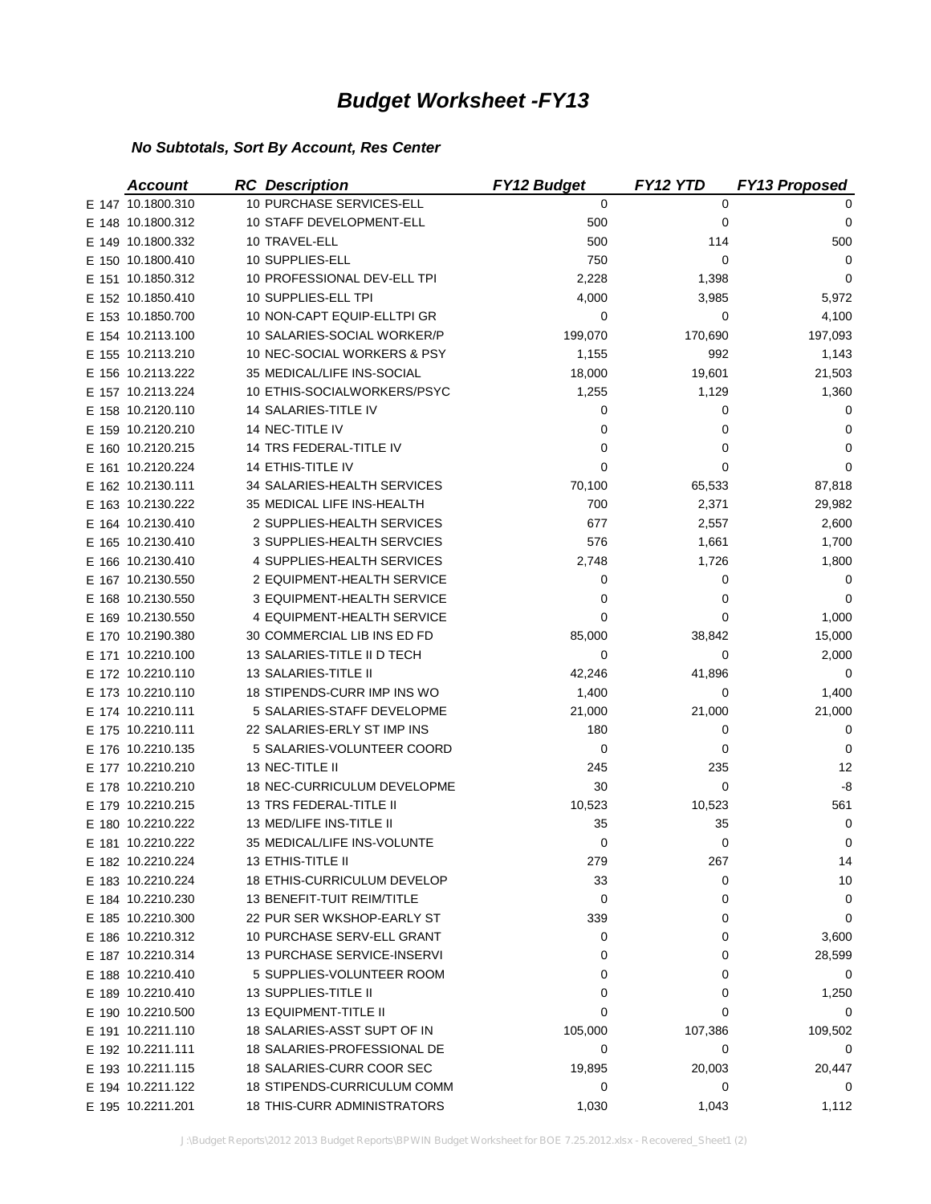# Budget Worksheet -FY13

### No Subtotals, Sort By Account, Res Center

| | Account | RC | Description | FY12 Budget | FY12 YTD | FY13 Proposed |
|---|---|---|---|---|---|---|
| E 147 | 10.1800.310 | 10 | PURCHASE SERVICES-ELL | 0 | 0 | 0 |
| E 148 | 10.1800.312 | 10 | STAFF DEVELOPMENT-ELL | 500 | 0 | 0 |
| E 149 | 10.1800.332 | 10 | TRAVEL-ELL | 500 | 114 | 500 |
| E 150 | 10.1800.410 | 10 | SUPPLIES-ELL | 750 | 0 | 0 |
| E 151 | 10.1850.312 | 10 | PROFESSIONAL DEV-ELL TPI | 2,228 | 1,398 | 0 |
| E 152 | 10.1850.410 | 10 | SUPPLIES-ELL TPI | 4,000 | 3,985 | 5,972 |
| E 153 | 10.1850.700 | 10 | NON-CAPT EQUIP-ELLTPI GR | 0 | 0 | 4,100 |
| E 154 | 10.2113.100 | 10 | SALARIES-SOCIAL WORKER/P | 199,070 | 170,690 | 197,093 |
| E 155 | 10.2113.210 | 10 | NEC-SOCIAL WORKERS & PSY | 1,155 | 992 | 1,143 |
| E 156 | 10.2113.222 | 35 | MEDICAL/LIFE INS-SOCIAL | 18,000 | 19,601 | 21,503 |
| E 157 | 10.2113.224 | 10 | ETHIS-SOCIALWORKERS/PSYC | 1,255 | 1,129 | 1,360 |
| E 158 | 10.2120.110 | 14 | SALARIES-TITLE IV | 0 | 0 | 0 |
| E 159 | 10.2120.210 | 14 | NEC-TITLE IV | 0 | 0 | 0 |
| E 160 | 10.2120.215 | 14 | TRS FEDERAL-TITLE IV | 0 | 0 | 0 |
| E 161 | 10.2120.224 | 14 | ETHIS-TITLE IV | 0 | 0 | 0 |
| E 162 | 10.2130.111 | 34 | SALARIES-HEALTH SERVICES | 70,100 | 65,533 | 87,818 |
| E 163 | 10.2130.222 | 35 | MEDICAL LIFE INS-HEALTH | 700 | 2,371 | 29,982 |
| E 164 | 10.2130.410 | 2 | SUPPLIES-HEALTH SERVICES | 677 | 2,557 | 2,600 |
| E 165 | 10.2130.410 | 3 | SUPPLIES-HEALTH SERVCIES | 576 | 1,661 | 1,700 |
| E 166 | 10.2130.410 | 4 | SUPPLIES-HEALTH SERVICES | 2,748 | 1,726 | 1,800 |
| E 167 | 10.2130.550 | 2 | EQUIPMENT-HEALTH SERVICE | 0 | 0 | 0 |
| E 168 | 10.2130.550 | 3 | EQUIPMENT-HEALTH SERVICE | 0 | 0 | 0 |
| E 169 | 10.2130.550 | 4 | EQUIPMENT-HEALTH SERVICE | 0 | 0 | 1,000 |
| E 170 | 10.2190.380 | 30 | COMMERCIAL LIB INS ED FD | 85,000 | 38,842 | 15,000 |
| E 171 | 10.2210.100 | 13 | SALARIES-TITLE II D TECH | 0 | 0 | 2,000 |
| E 172 | 10.2210.110 | 13 | SALARIES-TITLE II | 42,246 | 41,896 | 0 |
| E 173 | 10.2210.110 | 18 | STIPENDS-CURR IMP INS WO | 1,400 | 0 | 1,400 |
| E 174 | 10.2210.111 | 5 | SALARIES-STAFF DEVELOPME | 21,000 | 21,000 | 21,000 |
| E 175 | 10.2210.111 | 22 | SALARIES-ERLY ST IMP INS | 180 | 0 | 0 |
| E 176 | 10.2210.135 | 5 | SALARIES-VOLUNTEER COORD | 0 | 0 | 0 |
| E 177 | 10.2210.210 | 13 | NEC-TITLE II | 245 | 235 | 12 |
| E 178 | 10.2210.210 | 18 | NEC-CURRICULUM DEVELOPME | 30 | 0 | -8 |
| E 179 | 10.2210.215 | 13 | TRS FEDERAL-TITLE II | 10,523 | 10,523 | 561 |
| E 180 | 10.2210.222 | 13 | MED/LIFE INS-TITLE II | 35 | 35 | 0 |
| E 181 | 10.2210.222 | 35 | MEDICAL/LIFE INS-VOLUNTE | 0 | 0 | 0 |
| E 182 | 10.2210.224 | 13 | ETHIS-TITLE II | 279 | 267 | 14 |
| E 183 | 10.2210.224 | 18 | ETHIS-CURRICULUM DEVELOP | 33 | 0 | 10 |
| E 184 | 10.2210.230 | 13 | BENEFIT-TUIT REIM/TITLE | 0 | 0 | 0 |
| E 185 | 10.2210.300 | 22 | PUR SER WKSHOP-EARLY ST | 339 | 0 | 0 |
| E 186 | 10.2210.312 | 10 | PURCHASE SERV-ELL GRANT | 0 | 0 | 3,600 |
| E 187 | 10.2210.314 | 13 | PURCHASE SERVICE-INSERVI | 0 | 0 | 28,599 |
| E 188 | 10.2210.410 | 5 | SUPPLIES-VOLUNTEER ROOM | 0 | 0 | 0 |
| E 189 | 10.2210.410 | 13 | SUPPLIES-TITLE II | 0 | 0 | 1,250 |
| E 190 | 10.2210.500 | 13 | EQUIPMENT-TITLE II | 0 | 0 | 0 |
| E 191 | 10.2211.110 | 18 | SALARIES-ASST SUPT OF IN | 105,000 | 107,386 | 109,502 |
| E 192 | 10.2211.111 | 18 | SALARIES-PROFESSIONAL DE | 0 | 0 | 0 |
| E 193 | 10.2211.115 | 18 | SALARIES-CURR COOR SEC | 19,895 | 20,003 | 20,447 |
| E 194 | 10.2211.122 | 18 | STIPENDS-CURRICULUM COMM | 0 | 0 | 0 |
| E 195 | 10.2211.201 | 18 | THIS-CURR ADMINISTRATORS | 1,030 | 1,043 | 1,112 |

J:\Budget Reports\2012 2013 Budget Reports\BPWIN Budget Worksheet for BOE 7.25.2012.xlsx - Recovered_Sheet1 (2)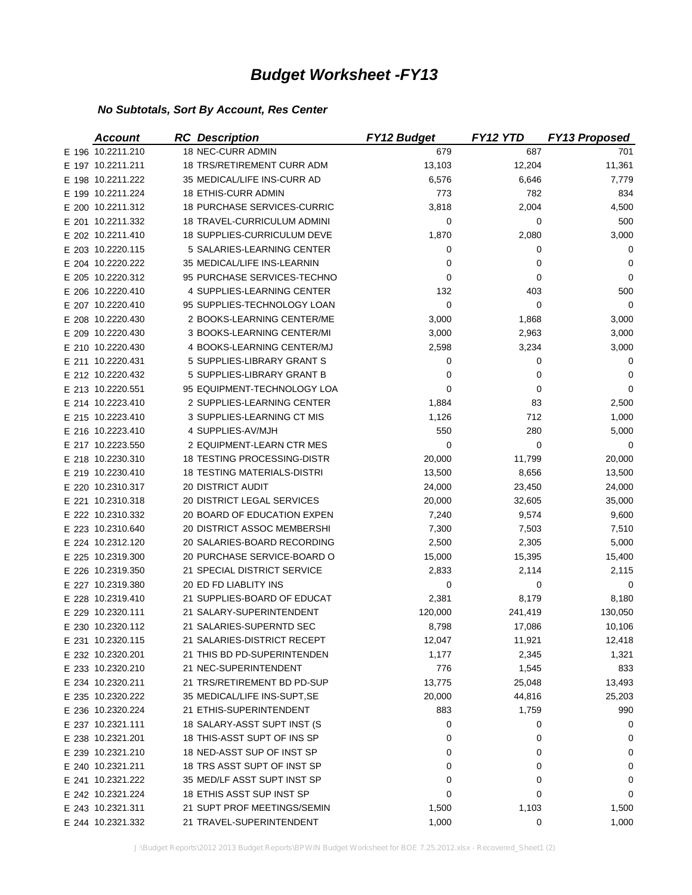# Budget Worksheet -FY13

### No Subtotals, Sort By Account, Res Center

| | Account | RC | Description | FY12 Budget | FY12 YTD | FY13 Proposed |
|---|---|---|---|---|---|---|
| E 196 | 10.2211.210 | 18 | NEC-CURR ADMIN | 679 | 687 | 701 |
| E 197 | 10.2211.211 | 18 | TRS/RETIREMENT CURR ADM | 13,103 | 12,204 | 11,361 |
| E 198 | 10.2211.222 | 35 | MEDICAL/LIFE INS-CURR AD | 6,576 | 6,646 | 7,779 |
| E 199 | 10.2211.224 | 18 | ETHIS-CURR ADMIN | 773 | 782 | 834 |
| E 200 | 10.2211.312 | 18 | PURCHASE SERVICES-CURRIC | 3,818 | 2,004 | 4,500 |
| E 201 | 10.2211.332 | 18 | TRAVEL-CURRICULUM ADMINI | 0 | 0 | 500 |
| E 202 | 10.2211.410 | 18 | SUPPLIES-CURRICULUM DEVE | 1,870 | 2,080 | 3,000 |
| E 203 | 10.2220.115 | 5 | SALARIES-LEARNING CENTER | 0 | 0 | 0 |
| E 204 | 10.2220.222 | 35 | MEDICAL/LIFE INS-LEARNIN | 0 | 0 | 0 |
| E 205 | 10.2220.312 | 95 | PURCHASE SERVICES-TECHNO | 0 | 0 | 0 |
| E 206 | 10.2220.410 | 4 | SUPPLIES-LEARNING CENTER | 132 | 403 | 500 |
| E 207 | 10.2220.410 | 95 | SUPPLIES-TECHNOLOGY LOAN | 0 | 0 | 0 |
| E 208 | 10.2220.430 | 2 | BOOKS-LEARNING CENTER/ME | 3,000 | 1,868 | 3,000 |
| E 209 | 10.2220.430 | 3 | BOOKS-LEARNING CENTER/MI | 3,000 | 2,963 | 3,000 |
| E 210 | 10.2220.430 | 4 | BOOKS-LEARNING CENTER/MJ | 2,598 | 3,234 | 3,000 |
| E 211 | 10.2220.431 | 5 | SUPPLIES-LIBRARY GRANT S | 0 | 0 | 0 |
| E 212 | 10.2220.432 | 5 | SUPPLIES-LIBRARY GRANT B | 0 | 0 | 0 |
| E 213 | 10.2220.551 | 95 | EQUIPMENT-TECHNOLOGY LOA | 0 | 0 | 0 |
| E 214 | 10.2223.410 | 2 | SUPPLIES-LEARNING CENTER | 1,884 | 83 | 2,500 |
| E 215 | 10.2223.410 | 3 | SUPPLIES-LEARNING CT MIS | 1,126 | 712 | 1,000 |
| E 216 | 10.2223.410 | 4 | SUPPLIES-AV/MJH | 550 | 280 | 5,000 |
| E 217 | 10.2223.550 | 2 | EQUIPMENT-LEARN CTR MES | 0 | 0 | 0 |
| E 218 | 10.2230.310 | 18 | TESTING PROCESSING-DISTR | 20,000 | 11,799 | 20,000 |
| E 219 | 10.2230.410 | 18 | TESTING MATERIALS-DISTRI | 13,500 | 8,656 | 13,500 |
| E 220 | 10.2310.317 | 20 | DISTRICT AUDIT | 24,000 | 23,450 | 24,000 |
| E 221 | 10.2310.318 | 20 | DISTRICT LEGAL SERVICES | 20,000 | 32,605 | 35,000 |
| E 222 | 10.2310.332 | 20 | BOARD OF EDUCATION EXPEN | 7,240 | 9,574 | 9,600 |
| E 223 | 10.2310.640 | 20 | DISTRICT ASSOC MEMBERSHI | 7,300 | 7,503 | 7,510 |
| E 224 | 10.2312.120 | 20 | SALARIES-BOARD RECORDING | 2,500 | 2,305 | 5,000 |
| E 225 | 10.2319.300 | 20 | PURCHASE SERVICE-BOARD O | 15,000 | 15,395 | 15,400 |
| E 226 | 10.2319.350 | 21 | SPECIAL DISTRICT SERVICE | 2,833 | 2,114 | 2,115 |
| E 227 | 10.2319.380 | 20 | ED FD LIABLITY INS | 0 | 0 | 0 |
| E 228 | 10.2319.410 | 21 | SUPPLIES-BOARD OF EDUCAT | 2,381 | 8,179 | 8,180 |
| E 229 | 10.2320.111 | 21 | SALARY-SUPERINTENDENT | 120,000 | 241,419 | 130,050 |
| E 230 | 10.2320.112 | 21 | SALARIES-SUPERNTD SEC | 8,798 | 17,086 | 10,106 |
| E 231 | 10.2320.115 | 21 | SALARIES-DISTRICT RECEPT | 12,047 | 11,921 | 12,418 |
| E 232 | 10.2320.201 | 21 | THIS BD PD-SUPERINTENDEN | 1,177 | 2,345 | 1,321 |
| E 233 | 10.2320.210 | 21 | NEC-SUPERINTENDENT | 776 | 1,545 | 833 |
| E 234 | 10.2320.211 | 21 | TRS/RETIREMENT BD PD-SUP | 13,775 | 25,048 | 13,493 |
| E 235 | 10.2320.222 | 35 | MEDICAL/LIFE INS-SUPT,SE | 20,000 | 44,816 | 25,203 |
| E 236 | 10.2320.224 | 21 | ETHIS-SUPERINTENDENT | 883 | 1,759 | 990 |
| E 237 | 10.2321.111 | 18 | SALARY-ASST SUPT INST (S | 0 | 0 | 0 |
| E 238 | 10.2321.201 | 18 | THIS-ASST SUPT OF INS SP | 0 | 0 | 0 |
| E 239 | 10.2321.210 | 18 | NED-ASST SUP OF INST SP | 0 | 0 | 0 |
| E 240 | 10.2321.211 | 18 | TRS ASST SUPT OF INST SP | 0 | 0 | 0 |
| E 241 | 10.2321.222 | 35 | MED/LF ASST SUPT INST SP | 0 | 0 | 0 |
| E 242 | 10.2321.224 | 18 | ETHIS ASST SUP INST SP | 0 | 0 | 0 |
| E 243 | 10.2321.311 | 21 | SUPT PROF MEETINGS/SEMIN | 1,500 | 1,103 | 1,500 |
| E 244 | 10.2321.332 | 21 | TRAVEL-SUPERINTENDENT | 1,000 | 0 | 1,000 |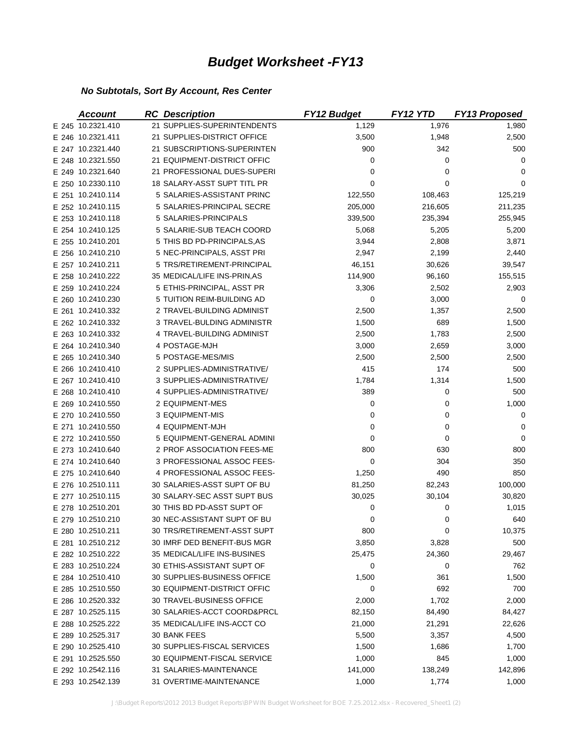# Budget Worksheet -FY13

### No Subtotals, Sort By Account, Res Center

| | Account | RC | Description | FY12 Budget | FY12 YTD | FY13 Proposed |
|---|---|---|---|---|---|---|
| E 245 | 10.2321.410 | 21 | SUPPLIES-SUPERINTENDENTS | 1,129 | 1,976 | 1,980 |
| E 246 | 10.2321.411 | 21 | SUPPLIES-DISTRICT OFFICE | 3,500 | 1,948 | 2,500 |
| E 247 | 10.2321.440 | 21 | SUBSCRIPTIONS-SUPERINTEN | 900 | 342 | 500 |
| E 248 | 10.2321.550 | 21 | EQUIPMENT-DISTRICT OFFIC | 0 | 0 | 0 |
| E 249 | 10.2321.640 | 21 | PROFESSIONAL DUES-SUPERI | 0 | 0 | 0 |
| E 250 | 10.2330.110 | 18 | SALARY-ASST SUPT TITL PR | 0 | 0 | 0 |
| E 251 | 10.2410.114 | 5 | SALARIES-ASSISTANT PRINC | 122,550 | 108,463 | 125,219 |
| E 252 | 10.2410.115 | 5 | SALARIES-PRINCIPAL SECRE | 205,000 | 216,605 | 211,235 |
| E 253 | 10.2410.118 | 5 | SALARIES-PRINCIPALS | 339,500 | 235,394 | 255,945 |
| E 254 | 10.2410.125 | 5 | SALARIE-SUB TEACH COORD | 5,068 | 5,205 | 5,200 |
| E 255 | 10.2410.201 | 5 | THIS BD PD-PRINCIPALS,AS | 3,944 | 2,808 | 3,871 |
| E 256 | 10.2410.210 | 5 | NEC-PRINCIPALS, ASST PRI | 2,947 | 2,199 | 2,440 |
| E 257 | 10.2410.211 | 5 | TRS/RETIREMENT-PRINCIPAL | 46,151 | 30,626 | 39,547 |
| E 258 | 10.2410.222 | 35 | MEDICAL/LIFE INS-PRIN,AS | 114,900 | 96,160 | 155,515 |
| E 259 | 10.2410.224 | 5 | ETHIS-PRINCIPAL, ASST PR | 3,306 | 2,502 | 2,903 |
| E 260 | 10.2410.230 | 5 | TUITION REIM-BUILDING AD | 0 | 3,000 | 0 |
| E 261 | 10.2410.332 | 2 | TRAVEL-BUILDING ADMINIST | 2,500 | 1,357 | 2,500 |
| E 262 | 10.2410.332 | 3 | TRAVEL-BULDING ADMINISTR | 1,500 | 689 | 1,500 |
| E 263 | 10.2410.332 | 4 | TRAVEL-BUILDING ADMINIST | 2,500 | 1,783 | 2,500 |
| E 264 | 10.2410.340 | 4 | POSTAGE-MJH | 3,000 | 2,659 | 3,000 |
| E 265 | 10.2410.340 | 5 | POSTAGE-MES/MIS | 2,500 | 2,500 | 2,500 |
| E 266 | 10.2410.410 | 2 | SUPPLIES-ADMINISTRATIVE/ | 415 | 174 | 500 |
| E 267 | 10.2410.410 | 3 | SUPPLIES-ADMINISTRATIVE/ | 1,784 | 1,314 | 1,500 |
| E 268 | 10.2410.410 | 4 | SUPPLIES-ADMINISTRATIVE/ | 389 | 0 | 500 |
| E 269 | 10.2410.550 | 2 | EQUIPMENT-MES | 0 | 0 | 1,000 |
| E 270 | 10.2410.550 | 3 | EQUIPMENT-MIS | 0 | 0 | 0 |
| E 271 | 10.2410.550 | 4 | EQUIPMENT-MJH | 0 | 0 | 0 |
| E 272 | 10.2410.550 | 5 | EQUIPMENT-GENERAL ADMINI | 0 | 0 | 0 |
| E 273 | 10.2410.640 | 2 | PROF ASSOCIATION FEES-ME | 800 | 630 | 800 |
| E 274 | 10.2410.640 | 3 | PROFESSIONAL ASSOC FEES- | 0 | 304 | 350 |
| E 275 | 10.2410.640 | 4 | PROFESSIONAL ASSOC FEES- | 1,250 | 490 | 850 |
| E 276 | 10.2510.111 | 30 | SALARIES-ASST SUPT OF BU | 81,250 | 82,243 | 100,000 |
| E 277 | 10.2510.115 | 30 | SALARY-SEC ASST SUPT BUS | 30,025 | 30,104 | 30,820 |
| E 278 | 10.2510.201 | 30 | THIS BD PD-ASST SUPT OF | 0 | 0 | 1,015 |
| E 279 | 10.2510.210 | 30 | NEC-ASSISTANT SUPT OF BU | 0 | 0 | 640 |
| E 280 | 10.2510.211 | 30 | TRS/RETIREMENT-ASST SUPT | 800 | 0 | 10,375 |
| E 281 | 10.2510.212 | 30 | IMRF DED BENEFIT-BUS MGR | 3,850 | 3,828 | 500 |
| E 282 | 10.2510.222 | 35 | MEDICAL/LIFE INS-BUSINES | 25,475 | 24,360 | 29,467 |
| E 283 | 10.2510.224 | 30 | ETHIS-ASSISTANT SUPT OF | 0 | 0 | 762 |
| E 284 | 10.2510.410 | 30 | SUPPLIES-BUSINESS OFFICE | 1,500 | 361 | 1,500 |
| E 285 | 10.2510.550 | 30 | EQUIPMENT-DISTRICT OFFIC | 0 | 692 | 700 |
| E 286 | 10.2520.332 | 30 | TRAVEL-BUSINESS OFFICE | 2,000 | 1,702 | 2,000 |
| E 287 | 10.2525.115 | 30 | SALARIES-ACCT COORD&PRCL | 82,150 | 84,490 | 84,427 |
| E 288 | 10.2525.222 | 35 | MEDICAL/LIFE INS-ACCT CO | 21,000 | 21,291 | 22,626 |
| E 289 | 10.2525.317 | 30 | BANK FEES | 5,500 | 3,357 | 4,500 |
| E 290 | 10.2525.410 | 30 | SUPPLIES-FISCAL SERVICES | 1,500 | 1,686 | 1,700 |
| E 291 | 10.2525.550 | 30 | EQUIPMENT-FISCAL SERVICE | 1,000 | 845 | 1,000 |
| E 292 | 10.2542.116 | 31 | SALARIES-MAINTENANCE | 141,000 | 138,249 | 142,896 |
| E 293 | 10.2542.139 | 31 | OVERTIME-MAINTENANCE | 1,000 | 1,774 | 1,000 |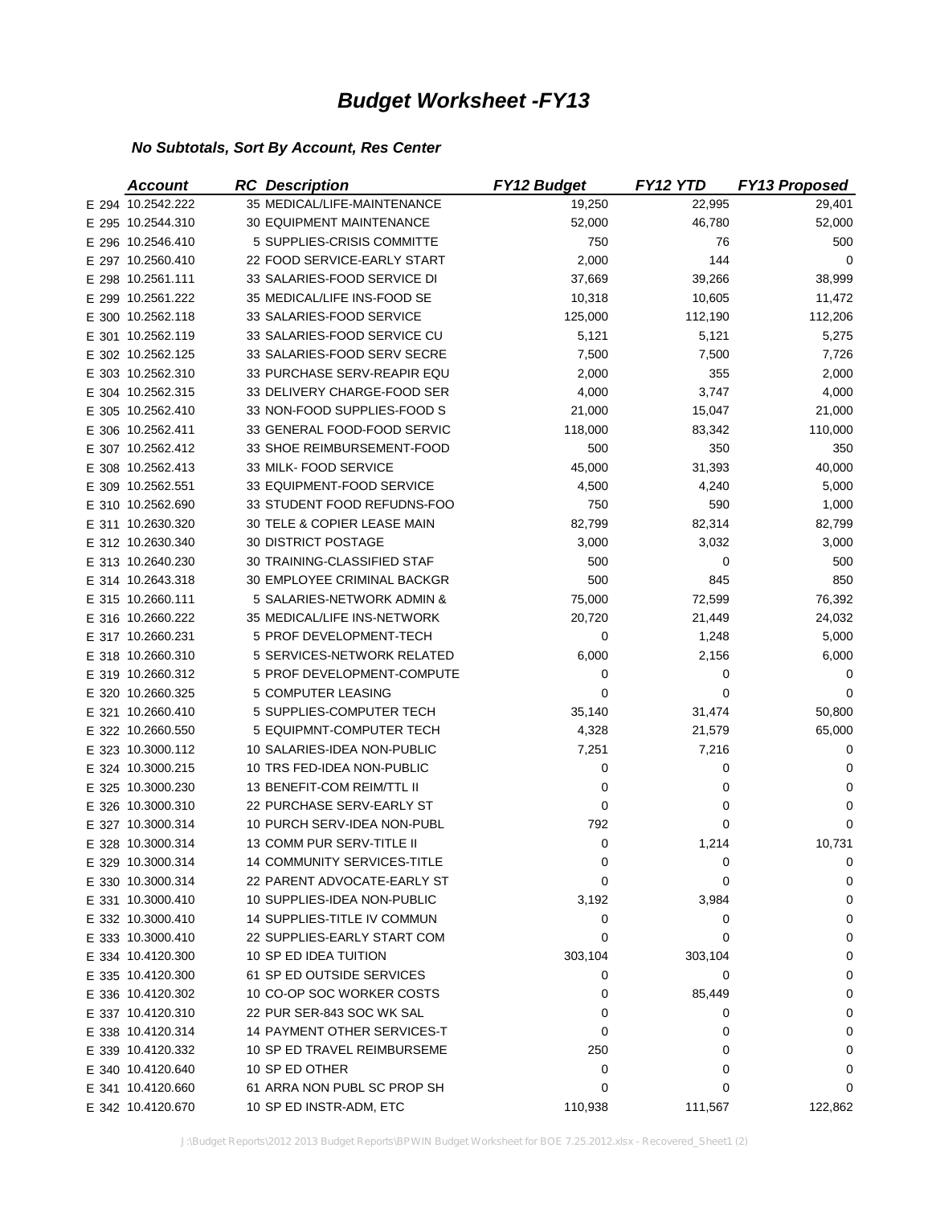# Budget Worksheet -FY13

### No Subtotals, Sort By Account, Res Center

| | Account | RC | Description | FY12 Budget | FY12 YTD | FY13 Proposed |
|---|---|---|---|---|---|---|
| E 294 | 10.2542.222 | 35 | MEDICAL/LIFE-MAINTENANCE | 19,250 | 22,995 | 29,401 |
| E 295 | 10.2544.310 | 30 | EQUIPMENT MAINTENANCE | 52,000 | 46,780 | 52,000 |
| E 296 | 10.2546.410 | 5 | SUPPLIES-CRISIS COMMITTE | 750 | 76 | 500 |
| E 297 | 10.2560.410 | 22 | FOOD SERVICE-EARLY START | 2,000 | 144 | 0 |
| E 298 | 10.2561.111 | 33 | SALARIES-FOOD SERVICE DI | 37,669 | 39,266 | 38,999 |
| E 299 | 10.2561.222 | 35 | MEDICAL/LIFE INS-FOOD SE | 10,318 | 10,605 | 11,472 |
| E 300 | 10.2562.118 | 33 | SALARIES-FOOD SERVICE | 125,000 | 112,190 | 112,206 |
| E 301 | 10.2562.119 | 33 | SALARIES-FOOD SERVICE CU | 5,121 | 5,121 | 5,275 |
| E 302 | 10.2562.125 | 33 | SALARIES-FOOD SERV SECRE | 7,500 | 7,500 | 7,726 |
| E 303 | 10.2562.310 | 33 | PURCHASE SERV-REAPIR EQU | 2,000 | 355 | 2,000 |
| E 304 | 10.2562.315 | 33 | DELIVERY CHARGE-FOOD SER | 4,000 | 3,747 | 4,000 |
| E 305 | 10.2562.410 | 33 | NON-FOOD SUPPLIES-FOOD S | 21,000 | 15,047 | 21,000 |
| E 306 | 10.2562.411 | 33 | GENERAL FOOD-FOOD SERVIC | 118,000 | 83,342 | 110,000 |
| E 307 | 10.2562.412 | 33 | SHOE REIMBURSEMENT-FOOD | 500 | 350 | 350 |
| E 308 | 10.2562.413 | 33 | MILK- FOOD SERVICE | 45,000 | 31,393 | 40,000 |
| E 309 | 10.2562.551 | 33 | EQUIPMENT-FOOD SERVICE | 4,500 | 4,240 | 5,000 |
| E 310 | 10.2562.690 | 33 | STUDENT FOOD REFUDNS-FOO | 750 | 590 | 1,000 |
| E 311 | 10.2630.320 | 30 | TELE & COPIER LEASE MAIN | 82,799 | 82,314 | 82,799 |
| E 312 | 10.2630.340 | 30 | DISTRICT POSTAGE | 3,000 | 3,032 | 3,000 |
| E 313 | 10.2640.230 | 30 | TRAINING-CLASSIFIED STAF | 500 | 0 | 500 |
| E 314 | 10.2643.318 | 30 | EMPLOYEE CRIMINAL BACKGR | 500 | 845 | 850 |
| E 315 | 10.2660.111 | 5 | SALARIES-NETWORK ADMIN & | 75,000 | 72,599 | 76,392 |
| E 316 | 10.2660.222 | 35 | MEDICAL/LIFE INS-NETWORK | 20,720 | 21,449 | 24,032 |
| E 317 | 10.2660.231 | 5 | PROF DEVELOPMENT-TECH | 0 | 1,248 | 5,000 |
| E 318 | 10.2660.310 | 5 | SERVICES-NETWORK RELATED | 6,000 | 2,156 | 6,000 |
| E 319 | 10.2660.312 | 5 | PROF DEVELOPMENT-COMPUTE | 0 | 0 | 0 |
| E 320 | 10.2660.325 | 5 | COMPUTER LEASING | 0 | 0 | 0 |
| E 321 | 10.2660.410 | 5 | SUPPLIES-COMPUTER TECH | 35,140 | 31,474 | 50,800 |
| E 322 | 10.2660.550 | 5 | EQUIPMNT-COMPUTER TECH | 4,328 | 21,579 | 65,000 |
| E 323 | 10.3000.112 | 10 | SALARIES-IDEA NON-PUBLIC | 7,251 | 7,216 | 0 |
| E 324 | 10.3000.215 | 10 | TRS FED-IDEA NON-PUBLIC | 0 | 0 | 0 |
| E 325 | 10.3000.230 | 13 | BENEFIT-COM REIM/TTL II | 0 | 0 | 0 |
| E 326 | 10.3000.310 | 22 | PURCHASE SERV-EARLY ST | 0 | 0 | 0 |
| E 327 | 10.3000.314 | 10 | PURCH SERV-IDEA NON-PUBL | 792 | 0 | 0 |
| E 328 | 10.3000.314 | 13 | COMM PUR SERV-TITLE II | 0 | 1,214 | 10,731 |
| E 329 | 10.3000.314 | 14 | COMMUNITY SERVICES-TITLE | 0 | 0 | 0 |
| E 330 | 10.3000.314 | 22 | PARENT ADVOCATE-EARLY ST | 0 | 0 | 0 |
| E 331 | 10.3000.410 | 10 | SUPPLIES-IDEA NON-PUBLIC | 3,192 | 3,984 | 0 |
| E 332 | 10.3000.410 | 14 | SUPPLIES-TITLE IV COMMUN | 0 | 0 | 0 |
| E 333 | 10.3000.410 | 22 | SUPPLIES-EARLY START COM | 0 | 0 | 0 |
| E 334 | 10.4120.300 | 10 | SP ED IDEA TUITION | 303,104 | 303,104 | 0 |
| E 335 | 10.4120.300 | 61 | SP ED OUTSIDE SERVICES | 0 | 0 | 0 |
| E 336 | 10.4120.302 | 10 | CO-OP SOC WORKER COSTS | 0 | 85,449 | 0 |
| E 337 | 10.4120.310 | 22 | PUR SER-843 SOC WK SAL | 0 | 0 | 0 |
| E 338 | 10.4120.314 | 14 | PAYMENT OTHER SERVICES-T | 0 | 0 | 0 |
| E 339 | 10.4120.332 | 10 | SP ED TRAVEL REIMBURSEME | 250 | 0 | 0 |
| E 340 | 10.4120.640 | 10 | SP ED OTHER | 0 | 0 | 0 |
| E 341 | 10.4120.660 | 61 | ARRA NON PUBL SC PROP SH | 0 | 0 | 0 |
| E 342 | 10.4120.670 | 10 | SP ED INSTR-ADM, ETC | 110,938 | 111,567 | 122,862 |

J:\Budget Reports\2012 2013 Budget Reports\BPWIN Budget Worksheet for BOE 7.25.2012.xlsx - Recovered_Sheet1 (2)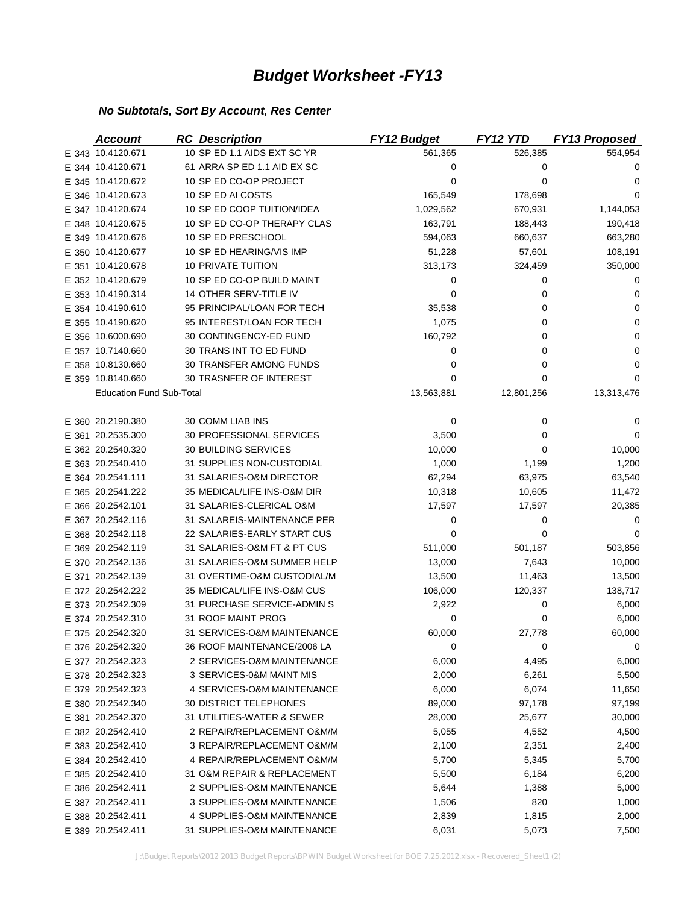# Budget Worksheet -FY13

### No Subtotals, Sort By Account, Res Center

| | Account | RC | Description | FY12 Budget | FY12 YTD | FY13 Proposed |
|---|---|---|---|---|---|---|
| E 343 | 10.4120.671 | 10 | SP ED 1.1 AIDS EXT SC YR | 561,365 | 526,385 | 554,954 |
| E 344 | 10.4120.671 | 61 | ARRA SP ED 1.1 AID EX SC | 0 | 0 | 0 |
| E 345 | 10.4120.672 | 10 | SP ED CO-OP PROJECT | 0 | 0 | 0 |
| E 346 | 10.4120.673 | 10 | SP ED AI COSTS | 165,549 | 178,698 | 0 |
| E 347 | 10.4120.674 | 10 | SP ED COOP TUITION/IDEA | 1,029,562 | 670,931 | 1,144,053 |
| E 348 | 10.4120.675 | 10 | SP ED CO-OP THERAPY CLAS | 163,791 | 188,443 | 190,418 |
| E 349 | 10.4120.676 | 10 | SP ED PRESCHOOL | 594,063 | 660,637 | 663,280 |
| E 350 | 10.4120.677 | 10 | SP ED HEARING/VIS IMP | 51,228 | 57,601 | 108,191 |
| E 351 | 10.4120.678 | 10 | PRIVATE TUITION | 313,173 | 324,459 | 350,000 |
| E 352 | 10.4120.679 | 10 | SP ED CO-OP BUILD MAINT | 0 | 0 | 0 |
| E 353 | 10.4190.314 | 14 | OTHER SERV-TITLE IV | 0 | 0 | 0 |
| E 354 | 10.4190.610 | 95 | PRINCIPAL/LOAN FOR TECH | 35,538 | 0 | 0 |
| E 355 | 10.4190.620 | 95 | INTEREST/LOAN FOR TECH | 1,075 | 0 | 0 |
| E 356 | 10.6000.690 | 30 | CONTINGENCY-ED FUND | 160,792 | 0 | 0 |
| E 357 | 10.7140.660 | 30 | TRANS INT TO ED FUND | 0 | 0 | 0 |
| E 358 | 10.8130.660 | 30 | TRANSFER AMONG FUNDS | 0 | 0 | 0 |
| E 359 | 10.8140.660 | 30 | TRASNFER OF INTEREST | 0 | 0 | 0 |
| | Education Fund Sub-Total | | | 13,563,881 | 12,801,256 | 13,313,476 |
| E 360 | 20.2190.380 | 30 | COMM LIAB INS | 0 | 0 | 0 |
| E 361 | 20.2535.300 | 30 | PROFESSIONAL SERVICES | 3,500 | 0 | 0 |
| E 362 | 20.2540.320 | 30 | BUILDING SERVICES | 10,000 | 0 | 10,000 |
| E 363 | 20.2540.410 | 31 | SUPPLIES NON-CUSTODIAL | 1,000 | 1,199 | 1,200 |
| E 364 | 20.2541.111 | 31 | SALARIES-O&M DIRECTOR | 62,294 | 63,975 | 63,540 |
| E 365 | 20.2541.222 | 35 | MEDICAL/LIFE INS-O&M DIR | 10,318 | 10,605 | 11,472 |
| E 366 | 20.2542.101 | 31 | SALARIES-CLERICAL O&M | 17,597 | 17,597 | 20,385 |
| E 367 | 20.2542.116 | 31 | SALAREIS-MAINTENANCE PER | 0 | 0 | 0 |
| E 368 | 20.2542.118 | 22 | SALARIES-EARLY START CUS | 0 | 0 | 0 |
| E 369 | 20.2542.119 | 31 | SALARIES-O&M FT & PT CUS | 511,000 | 501,187 | 503,856 |
| E 370 | 20.2542.136 | 31 | SALARIES-O&M SUMMER HELP | 13,000 | 7,643 | 10,000 |
| E 371 | 20.2542.139 | 31 | OVERTIME-O&M CUSTODIAL/M | 13,500 | 11,463 | 13,500 |
| E 372 | 20.2542.222 | 35 | MEDICAL/LIFE INS-O&M CUS | 106,000 | 120,337 | 138,717 |
| E 373 | 20.2542.309 | 31 | PURCHASE SERVICE-ADMIN S | 2,922 | 0 | 6,000 |
| E 374 | 20.2542.310 | 31 | ROOF MAINT PROG | 0 | 0 | 6,000 |
| E 375 | 20.2542.320 | 31 | SERVICES-O&M MAINTENANCE | 60,000 | 27,778 | 60,000 |
| E 376 | 20.2542.320 | 36 | ROOF MAINTENANCE/2006 LA | 0 | 0 | 0 |
| E 377 | 20.2542.323 | 2 | SERVICES-O&M MAINTENANCE | 6,000 | 4,495 | 6,000 |
| E 378 | 20.2542.323 | 3 | SERVICES-0&M MAINT MIS | 2,000 | 6,261 | 5,500 |
| E 379 | 20.2542.323 | 4 | SERVICES-O&M MAINTENANCE | 6,000 | 6,074 | 11,650 |
| E 380 | 20.2542.340 | 30 | DISTRICT TELEPHONES | 89,000 | 97,178 | 97,199 |
| E 381 | 20.2542.370 | 31 | UTILITIES-WATER & SEWER | 28,000 | 25,677 | 30,000 |
| E 382 | 20.2542.410 | 2 | REPAIR/REPLACEMENT O&M/M | 5,055 | 4,552 | 4,500 |
| E 383 | 20.2542.410 | 3 | REPAIR/REPLACEMENT O&M/M | 2,100 | 2,351 | 2,400 |
| E 384 | 20.2542.410 | 4 | REPAIR/REPLACEMENT O&M/M | 5,700 | 5,345 | 5,700 |
| E 385 | 20.2542.410 | 31 | O&M REPAIR & REPLACEMENT | 5,500 | 6,184 | 6,200 |
| E 386 | 20.2542.411 | 2 | SUPPLIES-O&M MAINTENANCE | 5,644 | 1,388 | 5,000 |
| E 387 | 20.2542.411 | 3 | SUPPLIES-O&M MAINTENANCE | 1,506 | 820 | 1,000 |
| E 388 | 20.2542.411 | 4 | SUPPLIES-O&M MAINTENANCE | 2,839 | 1,815 | 2,000 |
| E 389 | 20.2542.411 | 31 | SUPPLIES-O&M MAINTENANCE | 6,031 | 5,073 | 7,500 |

J:\Budget Reports\2012 2013 Budget Reports\BPWIN Budget Worksheet for BOE 7.25.2012.xlsx - Recovered_Sheet1 (2)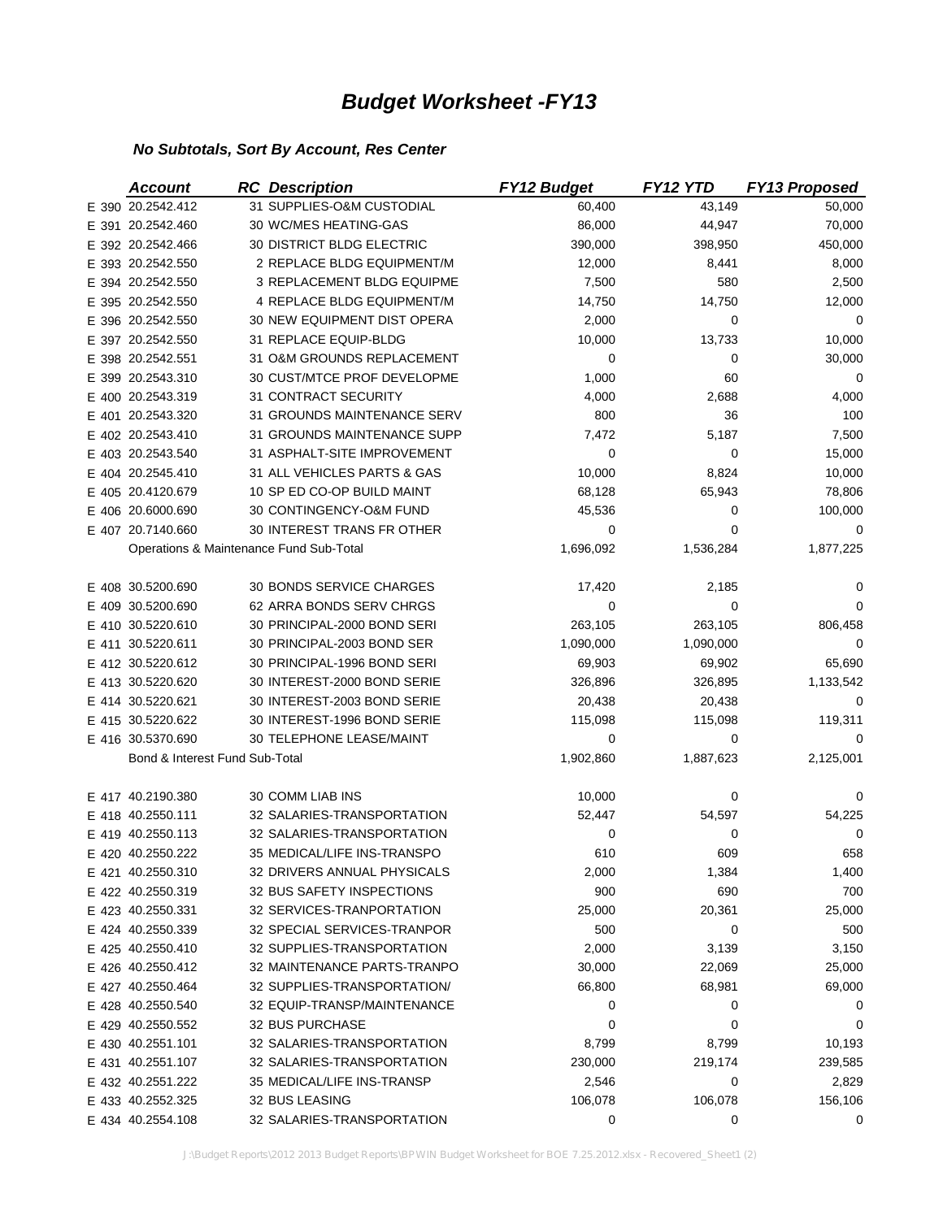# *Budget Worksheet -FY13*

### *No Subtotals, Sort By Account, Res Center*

| | Account | RC | Description | FY12 Budget | FY12 YTD | FY13 Proposed |
|---|---|---|---|---|---|---|
| E 390 | 20.2542.412 | 31 | SUPPLIES-O&M CUSTODIAL | 60,400 | 43,149 | 50,000 |
| E 391 | 20.2542.460 | 30 | WC/MES HEATING-GAS | 86,000 | 44,947 | 70,000 |
| E 392 | 20.2542.466 | 30 | DISTRICT BLDG ELECTRIC | 390,000 | 398,950 | 450,000 |
| E 393 | 20.2542.550 | 2 | REPLACE BLDG EQUIPMENT/M | 12,000 | 8,441 | 8,000 |
| E 394 | 20.2542.550 | 3 | REPLACEMENT BLDG EQUIPME | 7,500 | 580 | 2,500 |
| E 395 | 20.2542.550 | 4 | REPLACE BLDG EQUIPMENT/M | 14,750 | 14,750 | 12,000 |
| E 396 | 20.2542.550 | 30 | NEW EQUIPMENT DIST OPERA | 2,000 | 0 | 0 |
| E 397 | 20.2542.550 | 31 | REPLACE EQUIP-BLDG | 10,000 | 13,733 | 10,000 |
| E 398 | 20.2542.551 | 31 | O&M GROUNDS REPLACEMENT | 0 | 0 | 30,000 |
| E 399 | 20.2543.310 | 30 | CUST/MTCE PROF DEVELOPME | 1,000 | 60 | 0 |
| E 400 | 20.2543.319 | 31 | CONTRACT SECURITY | 4,000 | 2,688 | 4,000 |
| E 401 | 20.2543.320 | 31 | GROUNDS MAINTENANCE SERV | 800 | 36 | 100 |
| E 402 | 20.2543.410 | 31 | GROUNDS MAINTENANCE SUPP | 7,472 | 5,187 | 7,500 |
| E 403 | 20.2543.540 | 31 | ASPHALT-SITE IMPROVEMENT | 0 | 0 | 15,000 |
| E 404 | 20.2545.410 | 31 | ALL VEHICLES PARTS & GAS | 10,000 | 8,824 | 10,000 |
| E 405 | 20.4120.679 | 10 | SP ED CO-OP BUILD MAINT | 68,128 | 65,943 | 78,806 |
| E 406 | 20.6000.690 | 30 | CONTINGENCY-O&M FUND | 45,536 | 0 | 100,000 |
| E 407 | 20.7140.660 | 30 | INTEREST TRANS FR OTHER | 0 | 0 | 0 |
| | Operations & Maintenance Fund Sub-Total | | | 1,696,092 | 1,536,284 | 1,877,225 |
| E 408 | 30.5200.690 | 30 | BONDS SERVICE CHARGES | 17,420 | 2,185 | 0 |
| E 409 | 30.5200.690 | 62 | ARRA BONDS SERV CHRGS | 0 | 0 | 0 |
| E 410 | 30.5220.610 | 30 | PRINCIPAL-2000 BOND SERI | 263,105 | 263,105 | 806,458 |
| E 411 | 30.5220.611 | 30 | PRINCIPAL-2003 BOND SER | 1,090,000 | 1,090,000 | 0 |
| E 412 | 30.5220.612 | 30 | PRINCIPAL-1996 BOND SERI | 69,903 | 69,902 | 65,690 |
| E 413 | 30.5220.620 | 30 | INTEREST-2000 BOND SERIE | 326,896 | 326,895 | 1,133,542 |
| E 414 | 30.5220.621 | 30 | INTEREST-2003 BOND SERIE | 20,438 | 20,438 | 0 |
| E 415 | 30.5220.622 | 30 | INTEREST-1996 BOND SERIE | 115,098 | 115,098 | 119,311 |
| E 416 | 30.5370.690 | 30 | TELEPHONE LEASE/MAINT | 0 | 0 | 0 |
| | Bond & Interest Fund Sub-Total | | | 1,902,860 | 1,887,623 | 2,125,001 |
| E 417 | 40.2190.380 | 30 | COMM LIAB INS | 10,000 | 0 | 0 |
| E 418 | 40.2550.111 | 32 | SALARIES-TRANSPORTATION | 52,447 | 54,597 | 54,225 |
| E 419 | 40.2550.113 | 32 | SALARIES-TRANSPORTATION | 0 | 0 | 0 |
| E 420 | 40.2550.222 | 35 | MEDICAL/LIFE INS-TRANSPO | 610 | 609 | 658 |
| E 421 | 40.2550.310 | 32 | DRIVERS ANNUAL PHYSICALS | 2,000 | 1,384 | 1,400 |
| E 422 | 40.2550.319 | 32 | BUS SAFETY INSPECTIONS | 900 | 690 | 700 |
| E 423 | 40.2550.331 | 32 | SERVICES-TRANPORTATION | 25,000 | 20,361 | 25,000 |
| E 424 | 40.2550.339 | 32 | SPECIAL SERVICES-TRANPOR | 500 | 0 | 500 |
| E 425 | 40.2550.410 | 32 | SUPPLIES-TRANSPORTATION | 2,000 | 3,139 | 3,150 |
| E 426 | 40.2550.412 | 32 | MAINTENANCE PARTS-TRANPO | 30,000 | 22,069 | 25,000 |
| E 427 | 40.2550.464 | 32 | SUPPLIES-TRANSPORTATION/ | 66,800 | 68,981 | 69,000 |
| E 428 | 40.2550.540 | 32 | EQUIP-TRANSP/MAINTENANCE | 0 | 0 | 0 |
| E 429 | 40.2550.552 | 32 | BUS PURCHASE | 0 | 0 | 0 |
| E 430 | 40.2551.101 | 32 | SALARIES-TRANSPORTATION | 8,799 | 8,799 | 10,193 |
| E 431 | 40.2551.107 | 32 | SALARIES-TRANSPORTATION | 230,000 | 219,174 | 239,585 |
| E 432 | 40.2551.222 | 35 | MEDICAL/LIFE INS-TRANSP | 2,546 | 0 | 2,829 |
| E 433 | 40.2552.325 | 32 | BUS LEASING | 106,078 | 106,078 | 156,106 |
| E 434 | 40.2554.108 | 32 | SALARIES-TRANSPORTATION | 0 | 0 | 0 |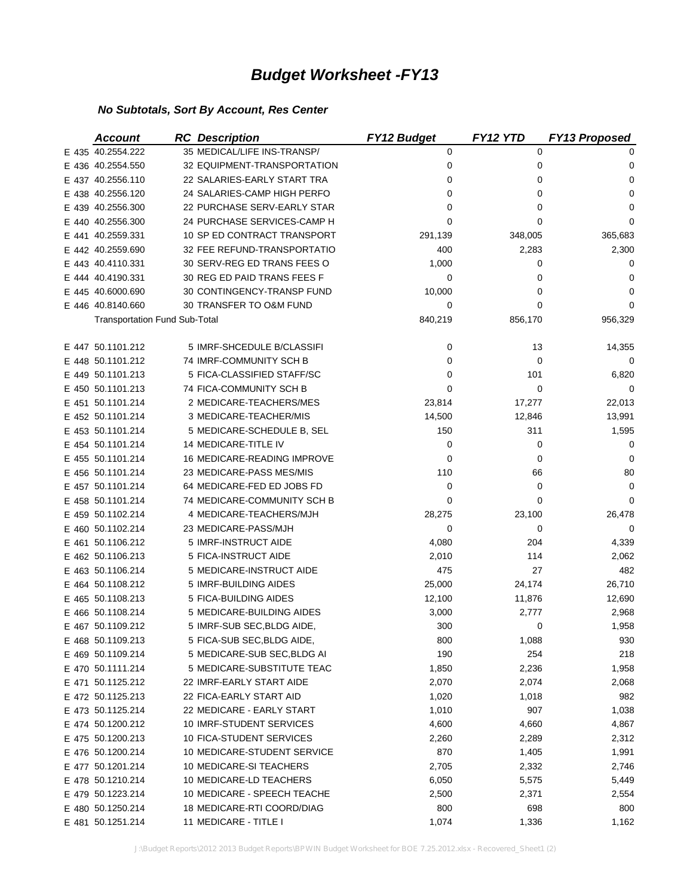# Budget Worksheet -FY13

### No Subtotals, Sort By Account, Res Center

| | Account | RC | Description | FY12 Budget | FY12 YTD | FY13 Proposed |
|---|---|---|---|---|---|---|
| E 435 | 40.2554.222 | 35 | MEDICAL/LIFE INS-TRANSP/ | 0 | 0 | 0 |
| E 436 | 40.2554.550 | 32 | EQUIPMENT-TRANSPORTATION | 0 | 0 | 0 |
| E 437 | 40.2556.110 | 22 | SALARIES-EARLY START TRA | 0 | 0 | 0 |
| E 438 | 40.2556.120 | 24 | SALARIES-CAMP HIGH PERFO | 0 | 0 | 0 |
| E 439 | 40.2556.300 | 22 | PURCHASE SERV-EARLY STAR | 0 | 0 | 0 |
| E 440 | 40.2556.300 | 24 | PURCHASE SERVICES-CAMP H | 0 | 0 | 0 |
| E 441 | 40.2559.331 | 10 | SP ED CONTRACT TRANSPORT | 291,139 | 348,005 | 365,683 |
| E 442 | 40.2559.690 | 32 | FEE REFUND-TRANSPORTATIO | 400 | 2,283 | 2,300 |
| E 443 | 40.4110.331 | 30 | SERV-REG ED TRANS FEES O | 1,000 | 0 | 0 |
| E 444 | 40.4190.331 | 30 | REG ED PAID TRANS FEES F | 0 | 0 | 0 |
| E 445 | 40.6000.690 | 30 | CONTINGENCY-TRANSP FUND | 10,000 | 0 | 0 |
| E 446 | 40.8140.660 | 30 | TRANSFER TO O&M FUND | 0 | 0 | 0 |
| | Transportation Fund Sub-Total | | | 840,219 | 856,170 | 956,329 |
| E 447 | 50.1101.212 | 5 | IMRF-SHCEDULE B/CLASSIFI | 0 | 13 | 14,355 |
| E 448 | 50.1101.212 | 74 | IMRF-COMMUNITY SCH B | 0 | 0 | 0 |
| E 449 | 50.1101.213 | 5 | FICA-CLASSIFIED STAFF/SC | 0 | 101 | 6,820 |
| E 450 | 50.1101.213 | 74 | FICA-COMMUNITY SCH B | 0 | 0 | 0 |
| E 451 | 50.1101.214 | 2 | MEDICARE-TEACHERS/MES | 23,814 | 17,277 | 22,013 |
| E 452 | 50.1101.214 | 3 | MEDICARE-TEACHER/MIS | 14,500 | 12,846 | 13,991 |
| E 453 | 50.1101.214 | 5 | MEDICARE-SCHEDULE B, SEL | 150 | 311 | 1,595 |
| E 454 | 50.1101.214 | 14 | MEDICARE-TITLE IV | 0 | 0 | 0 |
| E 455 | 50.1101.214 | 16 | MEDICARE-READING IMPROVE | 0 | 0 | 0 |
| E 456 | 50.1101.214 | 23 | MEDICARE-PASS MES/MIS | 110 | 66 | 80 |
| E 457 | 50.1101.214 | 64 | MEDICARE-FED ED JOBS FD | 0 | 0 | 0 |
| E 458 | 50.1101.214 | 74 | MEDICARE-COMMUNITY SCH B | 0 | 0 | 0 |
| E 459 | 50.1102.214 | 4 | MEDICARE-TEACHERS/MJH | 28,275 | 23,100 | 26,478 |
| E 460 | 50.1102.214 | 23 | MEDICARE-PASS/MJH | 0 | 0 | 0 |
| E 461 | 50.1106.212 | 5 | IMRF-INSTRUCT AIDE | 4,080 | 204 | 4,339 |
| E 462 | 50.1106.213 | 5 | FICA-INSTRUCT AIDE | 2,010 | 114 | 2,062 |
| E 463 | 50.1106.214 | 5 | MEDICARE-INSTRUCT AIDE | 475 | 27 | 482 |
| E 464 | 50.1108.212 | 5 | IMRF-BUILDING AIDES | 25,000 | 24,174 | 26,710 |
| E 465 | 50.1108.213 | 5 | FICA-BUILDING AIDES | 12,100 | 11,876 | 12,690 |
| E 466 | 50.1108.214 | 5 | MEDICARE-BUILDING AIDES | 3,000 | 2,777 | 2,968 |
| E 467 | 50.1109.212 | 5 | IMRF-SUB SEC,BLDG AIDE, | 300 | 0 | 1,958 |
| E 468 | 50.1109.213 | 5 | FICA-SUB SEC,BLDG AIDE, | 800 | 1,088 | 930 |
| E 469 | 50.1109.214 | 5 | MEDICARE-SUB SEC,BLDG AI | 190 | 254 | 218 |
| E 470 | 50.1111.214 | 5 | MEDICARE-SUBSTITUTE TEAC | 1,850 | 2,236 | 1,958 |
| E 471 | 50.1125.212 | 22 | IMRF-EARLY START AIDE | 2,070 | 2,074 | 2,068 |
| E 472 | 50.1125.213 | 22 | FICA-EARLY START AID | 1,020 | 1,018 | 982 |
| E 473 | 50.1125.214 | 22 | MEDICARE - EARLY START | 1,010 | 907 | 1,038 |
| E 474 | 50.1200.212 | 10 | IMRF-STUDENT SERVICES | 4,600 | 4,660 | 4,867 |
| E 475 | 50.1200.213 | 10 | FICA-STUDENT SERVICES | 2,260 | 2,289 | 2,312 |
| E 476 | 50.1200.214 | 10 | MEDICARE-STUDENT SERVICE | 870 | 1,405 | 1,991 |
| E 477 | 50.1201.214 | 10 | MEDICARE-SI TEACHERS | 2,705 | 2,332 | 2,746 |
| E 478 | 50.1210.214 | 10 | MEDICARE-LD TEACHERS | 6,050 | 5,575 | 5,449 |
| E 479 | 50.1223.214 | 10 | MEDICARE - SPEECH TEACHE | 2,500 | 2,371 | 2,554 |
| E 480 | 50.1250.214 | 18 | MEDICARE-RTI COORD/DIAG | 800 | 698 | 800 |
| E 481 | 50.1251.214 | 11 | MEDICARE - TITLE I | 1,074 | 1,336 | 1,162 |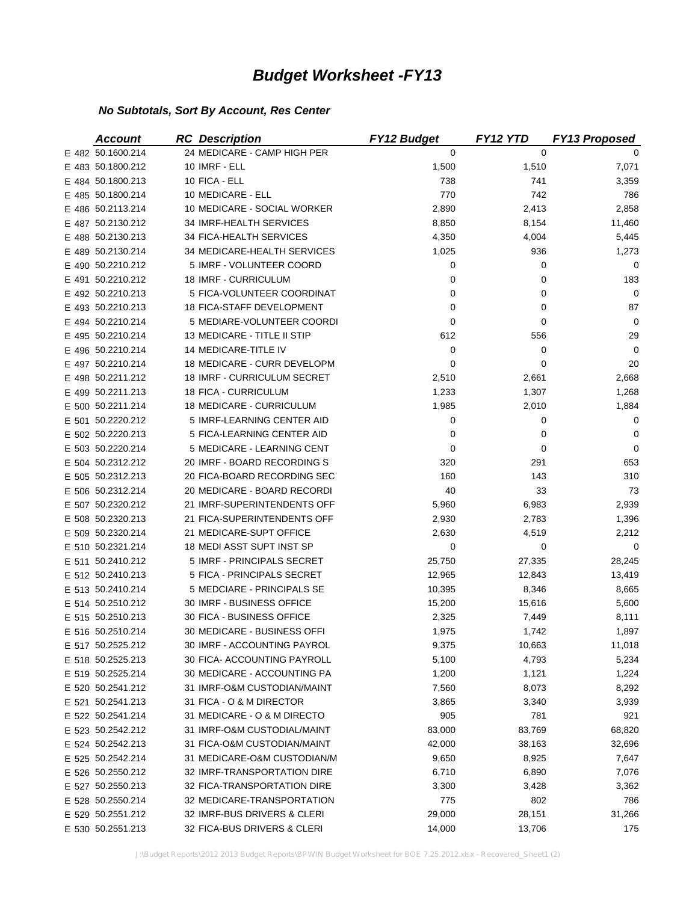# Budget Worksheet -FY13

### No Subtotals, Sort By Account, Res Center

| | Account | RC | Description | FY12 Budget | FY12 YTD | FY13 Proposed |
|---|---|---|---|---|---|---|
| E 482 | 50.1600.214 | 24 | MEDICARE - CAMP HIGH PER | 0 | 0 | 0 |
| E 483 | 50.1800.212 | 10 | IMRF - ELL | 1,500 | 1,510 | 7,071 |
| E 484 | 50.1800.213 | 10 | FICA - ELL | 738 | 741 | 3,359 |
| E 485 | 50.1800.214 | 10 | MEDICARE - ELL | 770 | 742 | 786 |
| E 486 | 50.2113.214 | 10 | MEDICARE - SOCIAL WORKER | 2,890 | 2,413 | 2,858 |
| E 487 | 50.2130.212 | 34 | IMRF-HEALTH SERVICES | 8,850 | 8,154 | 11,460 |
| E 488 | 50.2130.213 | 34 | FICA-HEALTH SERVICES | 4,350 | 4,004 | 5,445 |
| E 489 | 50.2130.214 | 34 | MEDICARE-HEALTH SERVICES | 1,025 | 936 | 1,273 |
| E 490 | 50.2210.212 | 5 | IMRF - VOLUNTEER COORD | 0 | 0 | 0 |
| E 491 | 50.2210.212 | 18 | IMRF - CURRICULUM | 0 | 0 | 183 |
| E 492 | 50.2210.213 | 5 | FICA-VOLUNTEER COORDINAT | 0 | 0 | 0 |
| E 493 | 50.2210.213 | 18 | FICA-STAFF DEVELOPMENT | 0 | 0 | 87 |
| E 494 | 50.2210.214 | 5 | MEDIARE-VOLUNTEER COORDI | 0 | 0 | 0 |
| E 495 | 50.2210.214 | 13 | MEDICARE - TITLE II STIP | 612 | 556 | 29 |
| E 496 | 50.2210.214 | 14 | MEDICARE-TITLE IV | 0 | 0 | 0 |
| E 497 | 50.2210.214 | 18 | MEDICARE - CURR DEVELOPM | 0 | 0 | 20 |
| E 498 | 50.2211.212 | 18 | IMRF - CURRICULUM SECRET | 2,510 | 2,661 | 2,668 |
| E 499 | 50.2211.213 | 18 | FICA - CURRICULUM | 1,233 | 1,307 | 1,268 |
| E 500 | 50.2211.214 | 18 | MEDICARE - CURRICULUM | 1,985 | 2,010 | 1,884 |
| E 501 | 50.2220.212 | 5 | IMRF-LEARNING CENTER AID | 0 | 0 | 0 |
| E 502 | 50.2220.213 | 5 | FICA-LEARNING CENTER AID | 0 | 0 | 0 |
| E 503 | 50.2220.214 | 5 | MEDICARE - LEARNING CENT | 0 | 0 | 0 |
| E 504 | 50.2312.212 | 20 | IMRF - BOARD RECORDING S | 320 | 291 | 653 |
| E 505 | 50.2312.213 | 20 | FICA-BOARD RECORDING SEC | 160 | 143 | 310 |
| E 506 | 50.2312.214 | 20 | MEDICARE - BOARD RECORDI | 40 | 33 | 73 |
| E 507 | 50.2320.212 | 21 | IMRF-SUPERINTENDENTS OFF | 5,960 | 6,983 | 2,939 |
| E 508 | 50.2320.213 | 21 | FICA-SUPERINTENDENTS OFF | 2,930 | 2,783 | 1,396 |
| E 509 | 50.2320.214 | 21 | MEDICARE-SUPT OFFICE | 2,630 | 4,519 | 2,212 |
| E 510 | 50.2321.214 | 18 | MEDI ASST SUPT INST SP | 0 | 0 | 0 |
| E 511 | 50.2410.212 | 5 | IMRF - PRINCIPALS SECRET | 25,750 | 27,335 | 28,245 |
| E 512 | 50.2410.213 | 5 | FICA - PRINCIPALS SECRET | 12,965 | 12,843 | 13,419 |
| E 513 | 50.2410.214 | 5 | MEDCIARE - PRINCIPALS SE | 10,395 | 8,346 | 8,665 |
| E 514 | 50.2510.212 | 30 | IMRF - BUSINESS OFFICE | 15,200 | 15,616 | 5,600 |
| E 515 | 50.2510.213 | 30 | FICA - BUSINESS OFFICE | 2,325 | 7,449 | 8,111 |
| E 516 | 50.2510.214 | 30 | MEDICARE - BUSINESS OFFI | 1,975 | 1,742 | 1,897 |
| E 517 | 50.2525.212 | 30 | IMRF - ACCOUNTING PAYROL | 9,375 | 10,663 | 11,018 |
| E 518 | 50.2525.213 | 30 | FICA- ACCOUNTING PAYROLL | 5,100 | 4,793 | 5,234 |
| E 519 | 50.2525.214 | 30 | MEDICARE - ACCOUNTING PA | 1,200 | 1,121 | 1,224 |
| E 520 | 50.2541.212 | 31 | IMRF-O&M CUSTODIAN/MAINT | 7,560 | 8,073 | 8,292 |
| E 521 | 50.2541.213 | 31 | FICA - O & M DIRECTOR | 3,865 | 3,340 | 3,939 |
| E 522 | 50.2541.214 | 31 | MEDICARE - O & M DIRECTO | 905 | 781 | 921 |
| E 523 | 50.2542.212 | 31 | IMRF-O&M CUSTODIAL/MAINT | 83,000 | 83,769 | 68,820 |
| E 524 | 50.2542.213 | 31 | FICA-O&M CUSTODIAN/MAINT | 42,000 | 38,163 | 32,696 |
| E 525 | 50.2542.214 | 31 | MEDICARE-O&M CUSTODIAN/M | 9,650 | 8,925 | 7,647 |
| E 526 | 50.2550.212 | 32 | IMRF-TRANSPORTATION DIRE | 6,710 | 6,890 | 7,076 |
| E 527 | 50.2550.213 | 32 | FICA-TRANSPORTATION DIRE | 3,300 | 3,428 | 3,362 |
| E 528 | 50.2550.214 | 32 | MEDICARE-TRANSPORTATION | 775 | 802 | 786 |
| E 529 | 50.2551.212 | 32 | IMRF-BUS DRIVERS & CLERI | 29,000 | 28,151 | 31,266 |
| E 530 | 50.2551.213 | 32 | FICA-BUS DRIVERS & CLERI | 14,000 | 13,706 | 175 |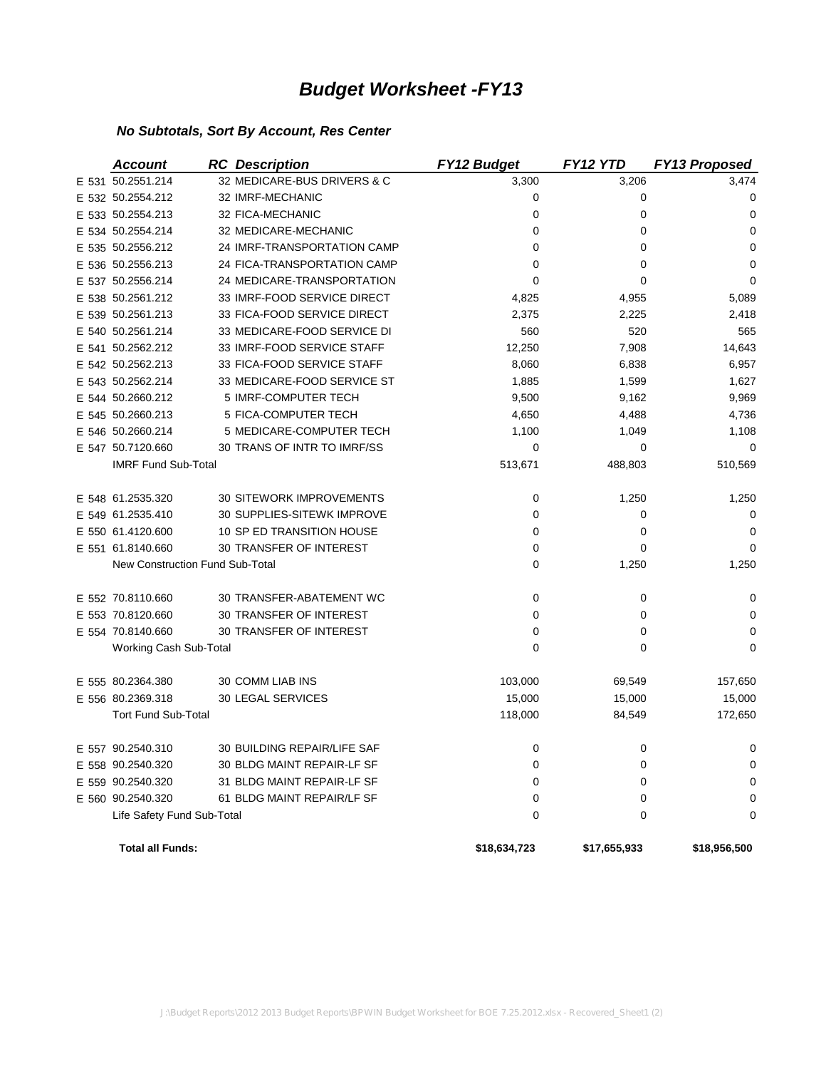# Budget Worksheet -FY13

### No Subtotals, Sort By Account, Res Center

| | Account | RC Description | FY12 Budget | FY12 YTD | FY13 Proposed |
|---|---|---|---|---|---|
| E 531 | 50.2551.214 | 32 MEDICARE-BUS DRIVERS & C | 3,300 | 3,206 | 3,474 |
| E 532 | 50.2554.212 | 32 IMRF-MECHANIC | 0 | 0 | 0 |
| E 533 | 50.2554.213 | 32 FICA-MECHANIC | 0 | 0 | 0 |
| E 534 | 50.2554.214 | 32 MEDICARE-MECHANIC | 0 | 0 | 0 |
| E 535 | 50.2556.212 | 24 IMRF-TRANSPORTATION CAMP | 0 | 0 | 0 |
| E 536 | 50.2556.213 | 24 FICA-TRANSPORTATION CAMP | 0 | 0 | 0 |
| E 537 | 50.2556.214 | 24 MEDICARE-TRANSPORTATION | 0 | 0 | 0 |
| E 538 | 50.2561.212 | 33 IMRF-FOOD SERVICE DIRECT | 4,825 | 4,955 | 5,089 |
| E 539 | 50.2561.213 | 33 FICA-FOOD SERVICE DIRECT | 2,375 | 2,225 | 2,418 |
| E 540 | 50.2561.214 | 33 MEDICARE-FOOD SERVICE DI | 560 | 520 | 565 |
| E 541 | 50.2562.212 | 33 IMRF-FOOD SERVICE STAFF | 12,250 | 7,908 | 14,643 |
| E 542 | 50.2562.213 | 33 FICA-FOOD SERVICE STAFF | 8,060 | 6,838 | 6,957 |
| E 543 | 50.2562.214 | 33 MEDICARE-FOOD SERVICE ST | 1,885 | 1,599 | 1,627 |
| E 544 | 50.2660.212 | 5 IMRF-COMPUTER TECH | 9,500 | 9,162 | 9,969 |
| E 545 | 50.2660.213 | 5 FICA-COMPUTER TECH | 4,650 | 4,488 | 4,736 |
| E 546 | 50.2660.214 | 5 MEDICARE-COMPUTER TECH | 1,100 | 1,049 | 1,108 |
| E 547 | 50.7120.660 | 30 TRANS OF INTR TO IMRF/SS | 0 | 0 | 0 |
| | IMRF Fund Sub-Total | | 513,671 | 488,803 | 510,569 |
| E 548 | 61.2535.320 | 30 SITEWORK IMPROVEMENTS | 0 | 1,250 | 1,250 |
| E 549 | 61.2535.410 | 30 SUPPLIES-SITEWK IMPROVE | 0 | 0 | 0 |
| E 550 | 61.4120.600 | 10 SP ED TRANSITION HOUSE | 0 | 0 | 0 |
| E 551 | 61.8140.660 | 30 TRANSFER OF INTEREST | 0 | 0 | 0 |
| | New Construction Fund Sub-Total | | 0 | 1,250 | 1,250 |
| E 552 | 70.8110.660 | 30 TRANSFER-ABATEMENT WC | 0 | 0 | 0 |
| E 553 | 70.8120.660 | 30 TRANSFER OF INTEREST | 0 | 0 | 0 |
| E 554 | 70.8140.660 | 30 TRANSFER OF INTEREST | 0 | 0 | 0 |
| | Working Cash Sub-Total | | 0 | 0 | 0 |
| E 555 | 80.2364.380 | 30 COMM LIAB INS | 103,000 | 69,549 | 157,650 |
| E 556 | 80.2369.318 | 30 LEGAL SERVICES | 15,000 | 15,000 | 15,000 |
| | Tort Fund Sub-Total | | 118,000 | 84,549 | 172,650 |
| E 557 | 90.2540.310 | 30 BUILDING REPAIR/LIFE SAF | 0 | 0 | 0 |
| E 558 | 90.2540.320 | 30 BLDG MAINT REPAIR-LF SF | 0 | 0 | 0 |
| E 559 | 90.2540.320 | 31 BLDG MAINT REPAIR-LF SF | 0 | 0 | 0 |
| E 560 | 90.2540.320 | 61 BLDG MAINT REPAIR/LF SF | 0 | 0 | 0 |
| | Life Safety Fund Sub-Total | | 0 | 0 | 0 |
| | **Total all Funds:** | | **$18,634,723** | **$17,655,933** | **$18,956,500** |

J:\Budget Reports\2012 2013 Budget Reports\BPWIN Budget Worksheet for BOE 7.25.2012.xlsx - Recovered_Sheet1 (2)